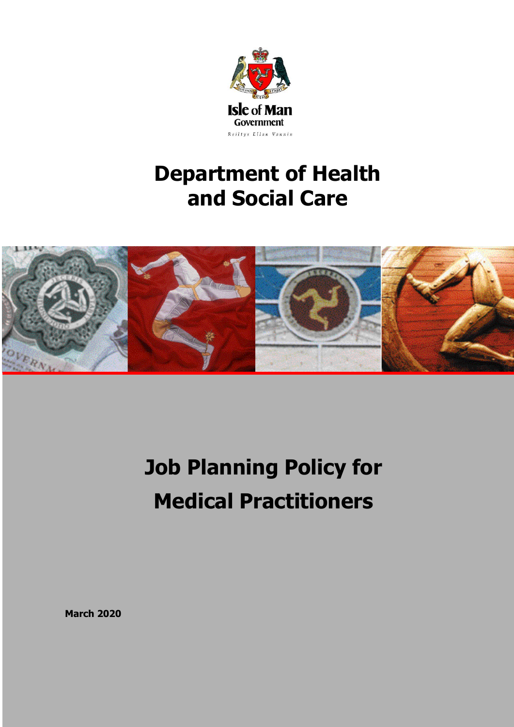Isle of Man Government

Reiltys Ellan Vannin

# Department of Health and Social Care

# Job Planning Policy for Medical Practitioners

**March 2020**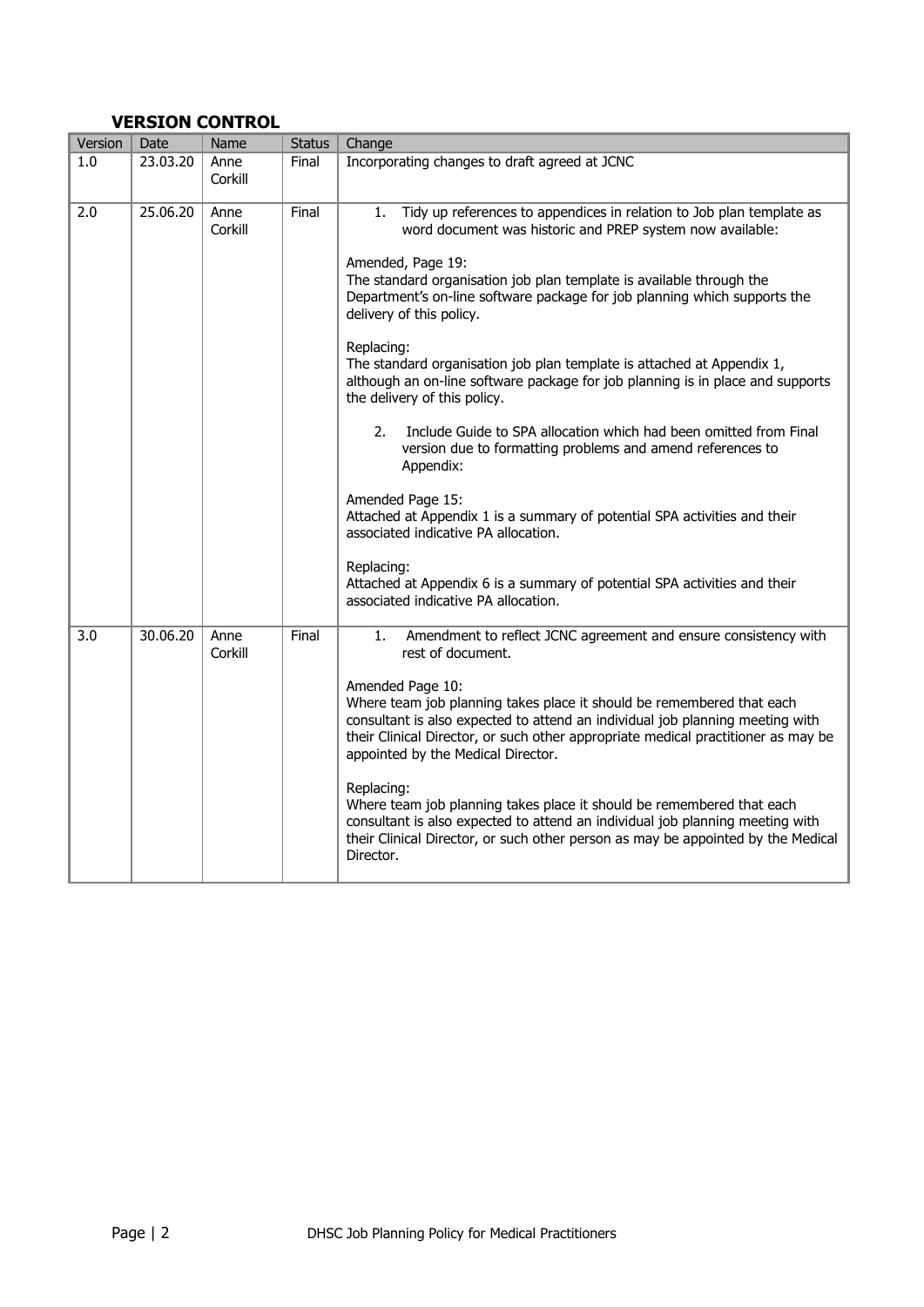## VERSION CONTROL

| Version | Date | Name | Status | Change |
|---|---|---|---|---|
| 1.0 | 23.03.20 | Anne Corkill | Final | Incorporating changes to draft agreed at JCNC |
| 2.0 | 25.06.20 | Anne Corkill | Final | 1. Tidy up references to appendices in relation to Job plan template as word document was historic and PREP system now available:<br><br>Amended, Page 19:<br>The standard organisation job plan template is available through the Department's on-line software package for job planning which supports the delivery of this policy.<br><br>Replacing:<br>The standard organisation job plan template is attached at Appendix 1, although an on-line software package for job planning is in place and supports the delivery of this policy.<br><br>2. Include Guide to SPA allocation which had been omitted from Final version due to formatting problems and amend references to Appendix:<br><br>Amended Page 15:<br>Attached at Appendix 1 is a summary of potential SPA activities and their associated indicative PA allocation.<br><br>Replacing:<br>Attached at Appendix 6 is a summary of potential SPA activities and their associated indicative PA allocation. |
| 3.0 | 30.06.20 | Anne Corkill | Final | 1. Amendment to reflect JCNC agreement and ensure consistency with rest of document.<br><br>Amended Page 10:<br>Where team job planning takes place it should be remembered that each consultant is also expected to attend an individual job planning meeting with their Clinical Director, or such other appropriate medical practitioner as may be appointed by the Medical Director.<br><br>Replacing:<br>Where team job planning takes place it should be remembered that each consultant is also expected to attend an individual job planning meeting with their Clinical Director, or such other person as may be appointed by the Medical Director. |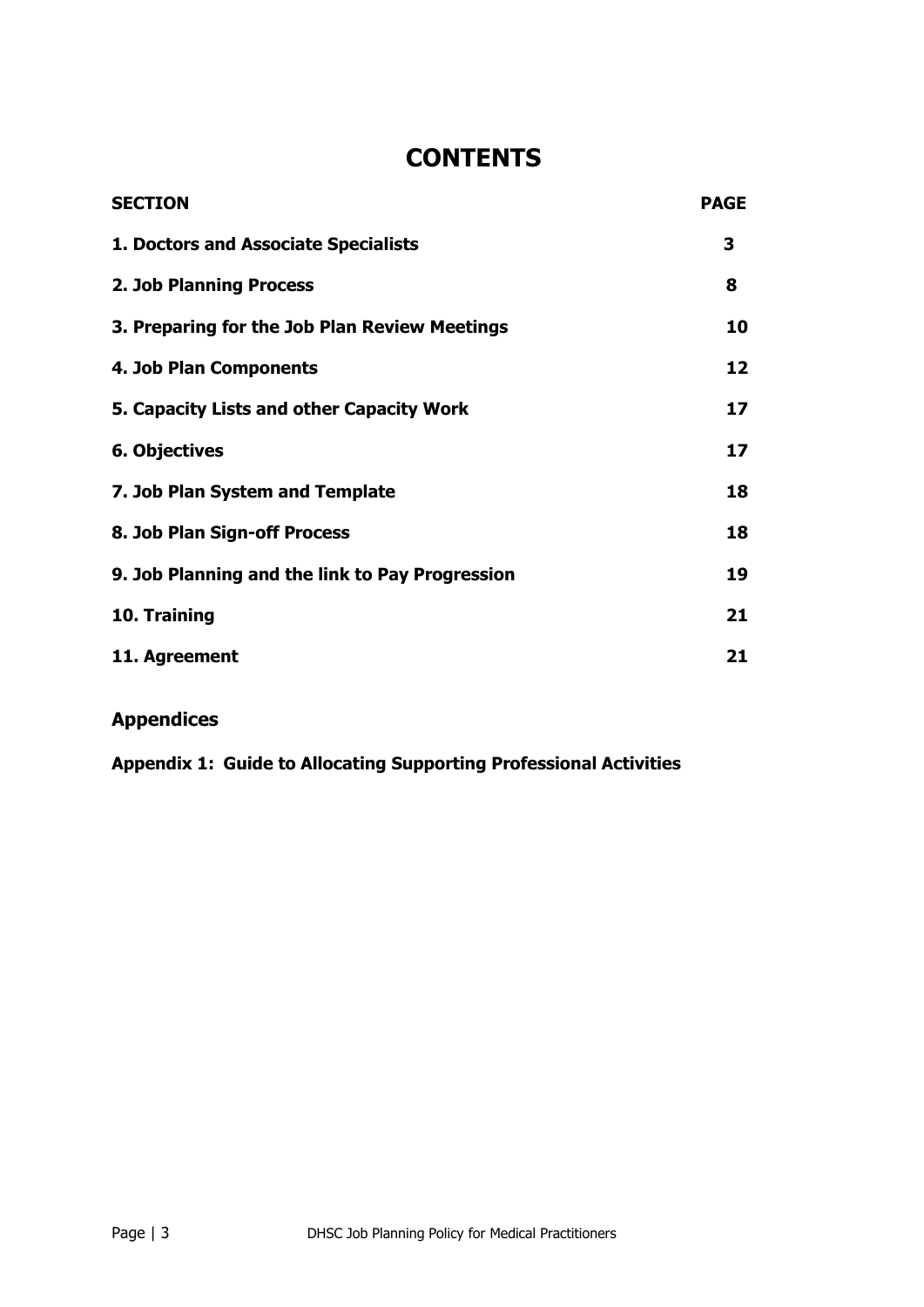# CONTENTS

| SECTION | PAGE |
| --- | --- |
| **1. Doctors and Associate Specialists** | **3** |
| **2. Job Planning Process** | **8** |
| **3. Preparing for the Job Plan Review Meetings** | **10** |
| **4. Job Plan Components** | **12** |
| **5. Capacity Lists and other Capacity Work** | **17** |
| **6. Objectives** | **17** |
| **7. Job Plan System and Template** | **18** |
| **8. Job Plan Sign-off Process** | **18** |
| **9. Job Planning and the link to Pay Progression** | **19** |
| **10. Training** | **21** |
| **11. Agreement** | **21** |

## Appendices

**Appendix 1: Guide to Allocating Supporting Professional Activities**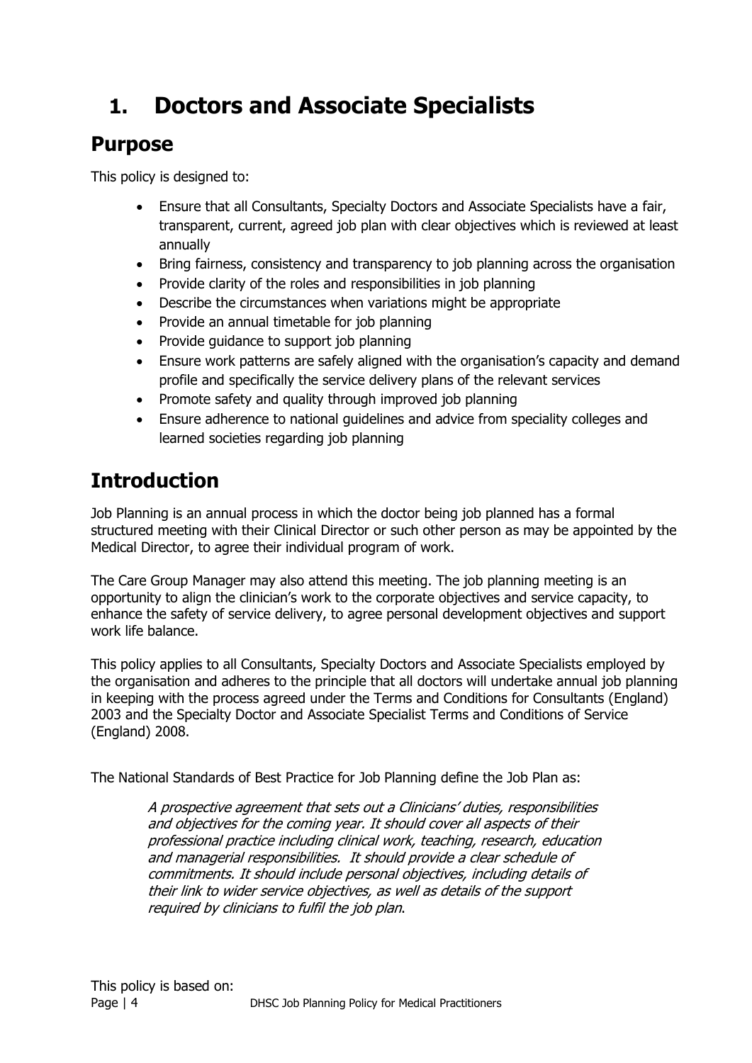# 1. Doctors and Associate Specialists

## Purpose

This policy is designed to:

- Ensure that all Consultants, Specialty Doctors and Associate Specialists have a fair, transparent, current, agreed job plan with clear objectives which is reviewed at least annually
- Bring fairness, consistency and transparency to job planning across the organisation
- Provide clarity of the roles and responsibilities in job planning
- Describe the circumstances when variations might be appropriate
- Provide an annual timetable for job planning
- Provide guidance to support job planning
- Ensure work patterns are safely aligned with the organisation's capacity and demand profile and specifically the service delivery plans of the relevant services
- Promote safety and quality through improved job planning
- Ensure adherence to national guidelines and advice from speciality colleges and learned societies regarding job planning

## Introduction

Job Planning is an annual process in which the doctor being job planned has a formal structured meeting with their Clinical Director or such other person as may be appointed by the Medical Director, to agree their individual program of work.

The Care Group Manager may also attend this meeting. The job planning meeting is an opportunity to align the clinician's work to the corporate objectives and service capacity, to enhance the safety of service delivery, to agree personal development objectives and support work life balance.

This policy applies to all Consultants, Specialty Doctors and Associate Specialists employed by the organisation and adheres to the principle that all doctors will undertake annual job planning in keeping with the process agreed under the Terms and Conditions for Consultants (England) 2003 and the Specialty Doctor and Associate Specialist Terms and Conditions of Service (England) 2008.

The National Standards of Best Practice for Job Planning define the Job Plan as:

> *A prospective agreement that sets out a Clinicians' duties, responsibilities and objectives for the coming year. It should cover all aspects of their professional practice including clinical work, teaching, research, education and managerial responsibilities. It should provide a clear schedule of commitments. It should include personal objectives, including details of their link to wider service objectives, as well as details of the support required by clinicians to fulfil the job plan.*

This policy is based on: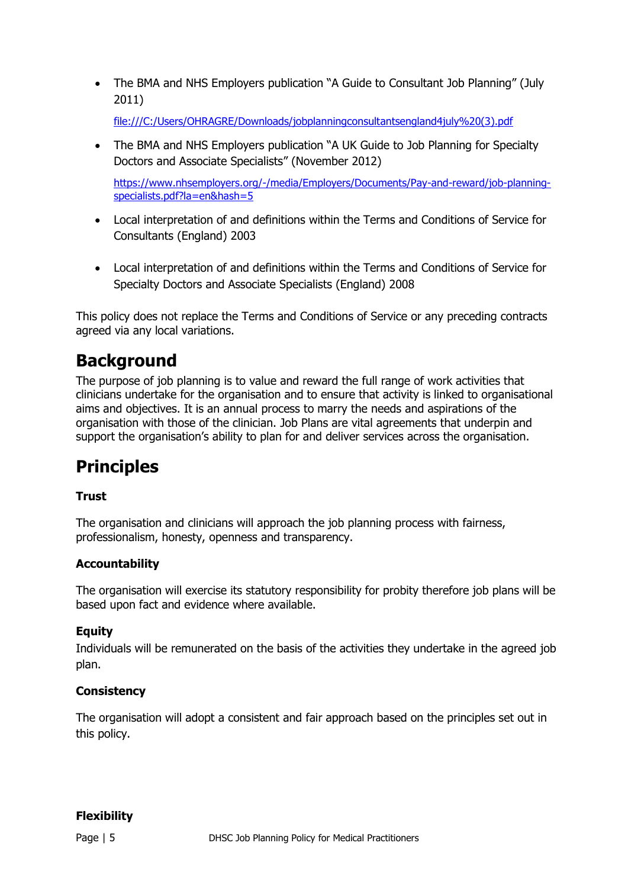- The BMA and NHS Employers publication "A Guide to Consultant Job Planning" (July 2011)

  file:///C:/Users/OHRAGRE/Downloads/jobplanningconsultantsengland4july%20(3).pdf

- The BMA and NHS Employers publication "A UK Guide to Job Planning for Specialty Doctors and Associate Specialists" (November 2012)

  https://www.nhsemployers.org/-/media/Employers/Documents/Pay-and-reward/job-planning-specialists.pdf?la=en&hash=5

- Local interpretation of and definitions within the Terms and Conditions of Service for Consultants (England) 2003

- Local interpretation of and definitions within the Terms and Conditions of Service for Specialty Doctors and Associate Specialists (England) 2008

This policy does not replace the Terms and Conditions of Service or any preceding contracts agreed via any local variations.

# Background

The purpose of job planning is to value and reward the full range of work activities that clinicians undertake for the organisation and to ensure that activity is linked to organisational aims and objectives. It is an annual process to marry the needs and aspirations of the organisation with those of the clinician. Job Plans are vital agreements that underpin and support the organisation's ability to plan for and deliver services across the organisation.

# Principles

**Trust**

The organisation and clinicians will approach the job planning process with fairness, professionalism, honesty, openness and transparency.

**Accountability**

The organisation will exercise its statutory responsibility for probity therefore job plans will be based upon fact and evidence where available.

**Equity**

Individuals will be remunerated on the basis of the activities they undertake in the agreed job plan.

**Consistency**

The organisation will adopt a consistent and fair approach based on the principles set out in this policy.

**Flexibility**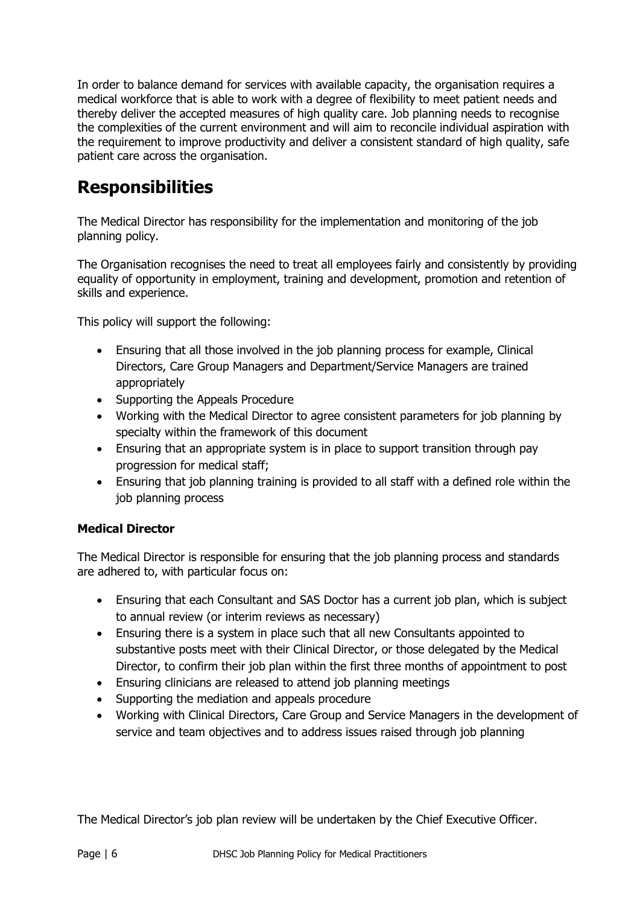In order to balance demand for services with available capacity, the organisation requires a medical workforce that is able to work with a degree of flexibility to meet patient needs and thereby deliver the accepted measures of high quality care. Job planning needs to recognise the complexities of the current environment and will aim to reconcile individual aspiration with the requirement to improve productivity and deliver a consistent standard of high quality, safe patient care across the organisation.

# Responsibilities

The Medical Director has responsibility for the implementation and monitoring of the job planning policy.

The Organisation recognises the need to treat all employees fairly and consistently by providing equality of opportunity in employment, training and development, promotion and retention of skills and experience.

This policy will support the following:

- Ensuring that all those involved in the job planning process for example, Clinical Directors, Care Group Managers and Department/Service Managers are trained appropriately
- Supporting the Appeals Procedure
- Working with the Medical Director to agree consistent parameters for job planning by specialty within the framework of this document
- Ensuring that an appropriate system is in place to support transition through pay progression for medical staff;
- Ensuring that job planning training is provided to all staff with a defined role within the job planning process

**Medical Director**

The Medical Director is responsible for ensuring that the job planning process and standards are adhered to, with particular focus on:

- Ensuring that each Consultant and SAS Doctor has a current job plan, which is subject to annual review (or interim reviews as necessary)
- Ensuring there is a system in place such that all new Consultants appointed to substantive posts meet with their Clinical Director, or those delegated by the Medical Director, to confirm their job plan within the first three months of appointment to post
- Ensuring clinicians are released to attend job planning meetings
- Supporting the mediation and appeals procedure
- Working with Clinical Directors, Care Group and Service Managers in the development of service and team objectives and to address issues raised through job planning

The Medical Director's job plan review will be undertaken by the Chief Executive Officer.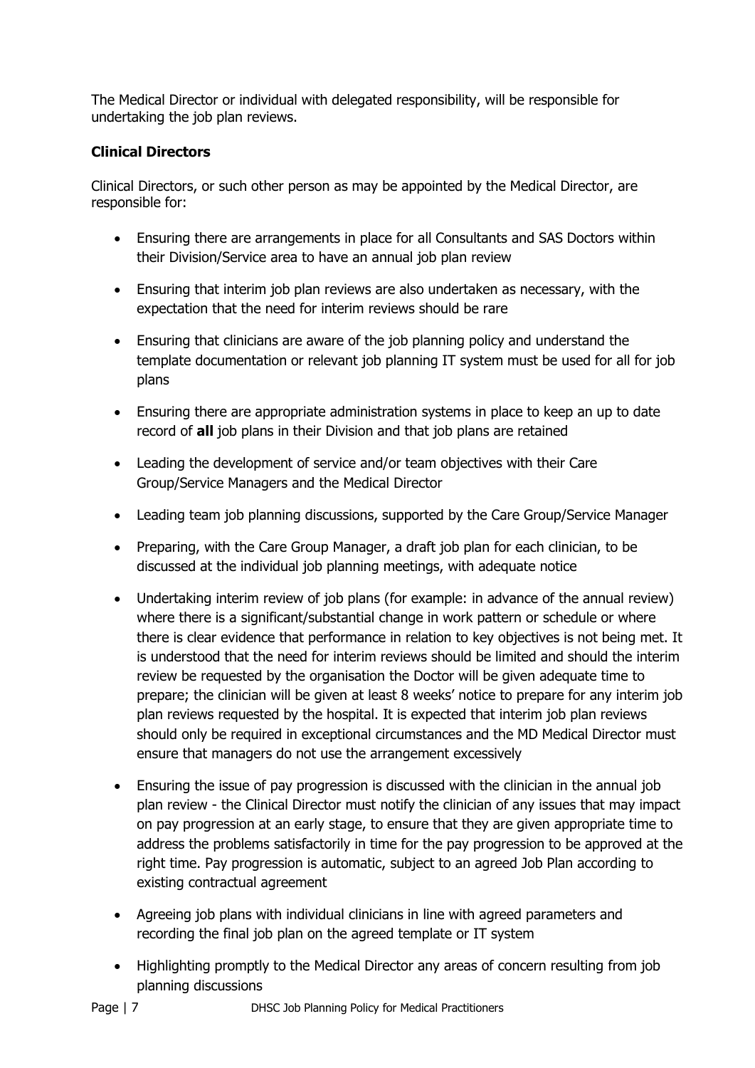The Medical Director or individual with delegated responsibility, will be responsible for undertaking the job plan reviews.

**Clinical Directors**

Clinical Directors, or such other person as may be appointed by the Medical Director, are responsible for:

- Ensuring there are arrangements in place for all Consultants and SAS Doctors within their Division/Service area to have an annual job plan review
- Ensuring that interim job plan reviews are also undertaken as necessary, with the expectation that the need for interim reviews should be rare
- Ensuring that clinicians are aware of the job planning policy and understand the template documentation or relevant job planning IT system must be used for all for job plans
- Ensuring there are appropriate administration systems in place to keep an up to date record of **all** job plans in their Division and that job plans are retained
- Leading the development of service and/or team objectives with their Care Group/Service Managers and the Medical Director
- Leading team job planning discussions, supported by the Care Group/Service Manager
- Preparing, with the Care Group Manager, a draft job plan for each clinician, to be discussed at the individual job planning meetings, with adequate notice
- Undertaking interim review of job plans (for example: in advance of the annual review) where there is a significant/substantial change in work pattern or schedule or where there is clear evidence that performance in relation to key objectives is not being met. It is understood that the need for interim reviews should be limited and should the interim review be requested by the organisation the Doctor will be given adequate time to prepare; the clinician will be given at least 8 weeks' notice to prepare for any interim job plan reviews requested by the hospital. It is expected that interim job plan reviews should only be required in exceptional circumstances and the MD Medical Director must ensure that managers do not use the arrangement excessively
- Ensuring the issue of pay progression is discussed with the clinician in the annual job plan review - the Clinical Director must notify the clinician of any issues that may impact on pay progression at an early stage, to ensure that they are given appropriate time to address the problems satisfactorily in time for the pay progression to be approved at the right time. Pay progression is automatic, subject to an agreed Job Plan according to existing contractual agreement
- Agreeing job plans with individual clinicians in line with agreed parameters and recording the final job plan on the agreed template or IT system
- Highlighting promptly to the Medical Director any areas of concern resulting from job planning discussions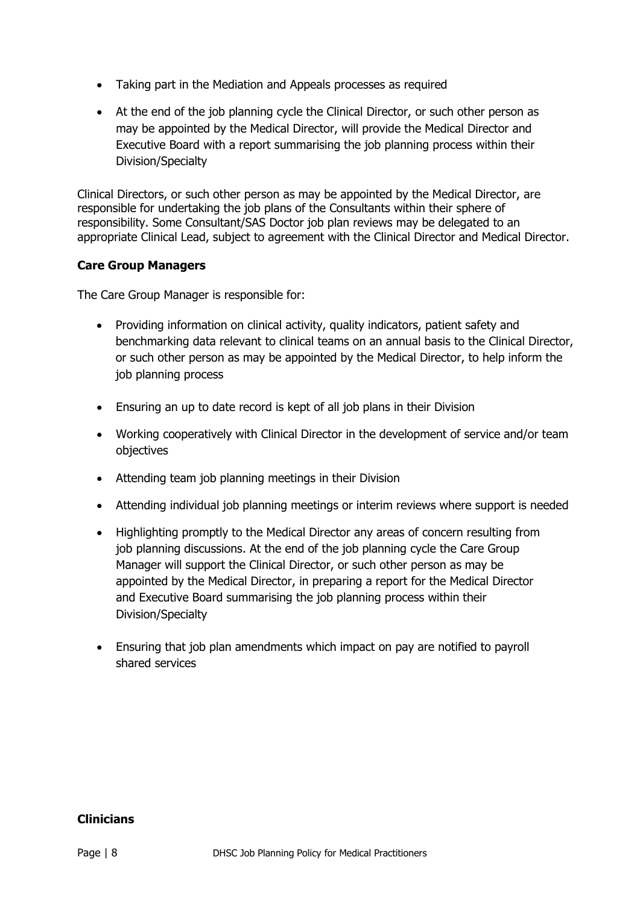- Taking part in the Mediation and Appeals processes as required
- At the end of the job planning cycle the Clinical Director, or such other person as may be appointed by the Medical Director, will provide the Medical Director and Executive Board with a report summarising the job planning process within their Division/Specialty

Clinical Directors, or such other person as may be appointed by the Medical Director, are responsible for undertaking the job plans of the Consultants within their sphere of responsibility. Some Consultant/SAS Doctor job plan reviews may be delegated to an appropriate Clinical Lead, subject to agreement with the Clinical Director and Medical Director.

**Care Group Managers**

The Care Group Manager is responsible for:

- Providing information on clinical activity, quality indicators, patient safety and benchmarking data relevant to clinical teams on an annual basis to the Clinical Director, or such other person as may be appointed by the Medical Director, to help inform the job planning process
- Ensuring an up to date record is kept of all job plans in their Division
- Working cooperatively with Clinical Director in the development of service and/or team objectives
- Attending team job planning meetings in their Division
- Attending individual job planning meetings or interim reviews where support is needed
- Highlighting promptly to the Medical Director any areas of concern resulting from job planning discussions. At the end of the job planning cycle the Care Group Manager will support the Clinical Director, or such other person as may be appointed by the Medical Director, in preparing a report for the Medical Director and Executive Board summarising the job planning process within their Division/Specialty
- Ensuring that job plan amendments which impact on pay are notified to payroll shared services

**Clinicians**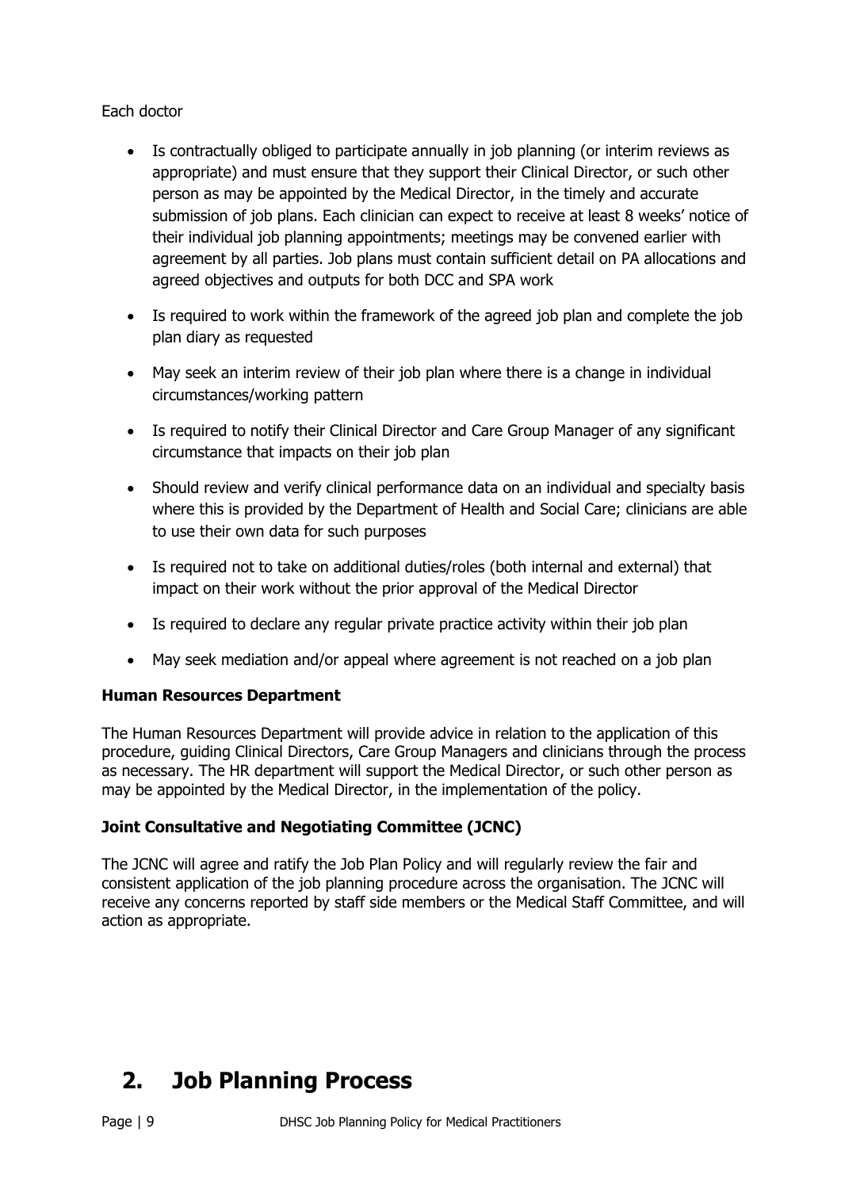Each doctor

- Is contractually obliged to participate annually in job planning (or interim reviews as appropriate) and must ensure that they support their Clinical Director, or such other person as may be appointed by the Medical Director, in the timely and accurate submission of job plans. Each clinician can expect to receive at least 8 weeks' notice of their individual job planning appointments; meetings may be convened earlier with agreement by all parties. Job plans must contain sufficient detail on PA allocations and agreed objectives and outputs for both DCC and SPA work
- Is required to work within the framework of the agreed job plan and complete the job plan diary as requested
- May seek an interim review of their job plan where there is a change in individual circumstances/working pattern
- Is required to notify their Clinical Director and Care Group Manager of any significant circumstance that impacts on their job plan
- Should review and verify clinical performance data on an individual and specialty basis where this is provided by the Department of Health and Social Care; clinicians are able to use their own data for such purposes
- Is required not to take on additional duties/roles (both internal and external) that impact on their work without the prior approval of the Medical Director
- Is required to declare any regular private practice activity within their job plan
- May seek mediation and/or appeal where agreement is not reached on a job plan

**Human Resources Department**

The Human Resources Department will provide advice in relation to the application of this procedure, guiding Clinical Directors, Care Group Managers and clinicians through the process as necessary. The HR department will support the Medical Director, or such other person as may be appointed by the Medical Director, in the implementation of the policy.

**Joint Consultative and Negotiating Committee (JCNC)**

The JCNC will agree and ratify the Job Plan Policy and will regularly review the fair and consistent application of the job planning procedure across the organisation. The JCNC will receive any concerns reported by staff side members or the Medical Staff Committee, and will action as appropriate.

# 2. Job Planning Process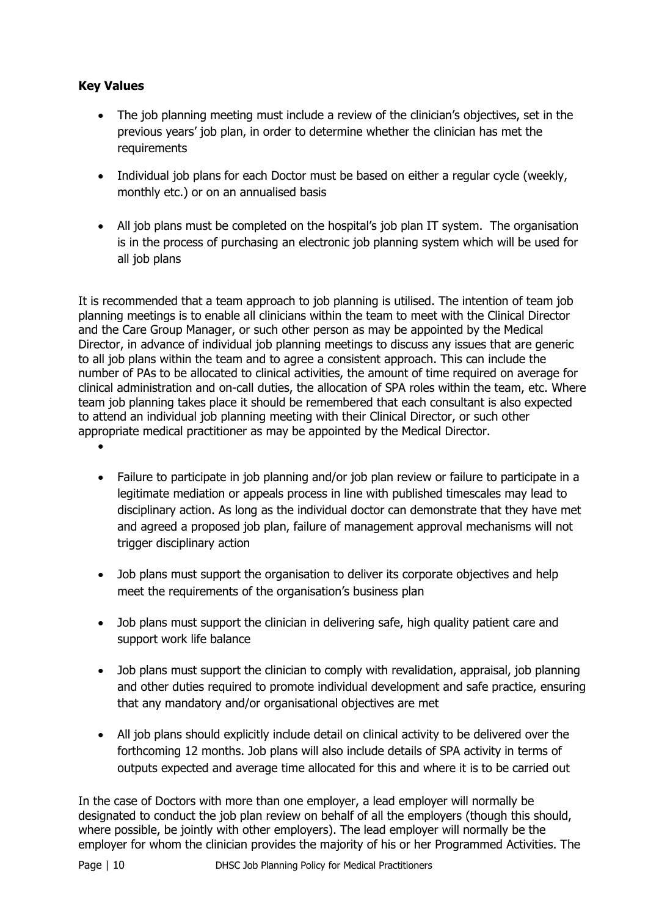**Key Values**

- The job planning meeting must include a review of the clinician's objectives, set in the previous years' job plan, in order to determine whether the clinician has met the requirements
- Individual job plans for each Doctor must be based on either a regular cycle (weekly, monthly etc.) or on an annualised basis
- All job plans must be completed on the hospital's job plan IT system. The organisation is in the process of purchasing an electronic job planning system which will be used for all job plans

It is recommended that a team approach to job planning is utilised. The intention of team job planning meetings is to enable all clinicians within the team to meet with the Clinical Director and the Care Group Manager, or such other person as may be appointed by the Medical Director, in advance of individual job planning meetings to discuss any issues that are generic to all job plans within the team and to agree a consistent approach. This can include the number of PAs to be allocated to clinical activities, the amount of time required on average for clinical administration and on-call duties, the allocation of SPA roles within the team, etc. Where team job planning takes place it should be remembered that each consultant is also expected to attend an individual job planning meeting with their Clinical Director, or such other appropriate medical practitioner as may be appointed by the Medical Director.

- Failure to participate in job planning and/or job plan review or failure to participate in a legitimate mediation or appeals process in line with published timescales may lead to disciplinary action. As long as the individual doctor can demonstrate that they have met and agreed a proposed job plan, failure of management approval mechanisms will not trigger disciplinary action
- Job plans must support the organisation to deliver its corporate objectives and help meet the requirements of the organisation's business plan
- Job plans must support the clinician in delivering safe, high quality patient care and support work life balance
- Job plans must support the clinician to comply with revalidation, appraisal, job planning and other duties required to promote individual development and safe practice, ensuring that any mandatory and/or organisational objectives are met
- All job plans should explicitly include detail on clinical activity to be delivered over the forthcoming 12 months. Job plans will also include details of SPA activity in terms of outputs expected and average time allocated for this and where it is to be carried out

In the case of Doctors with more than one employer, a lead employer will normally be designated to conduct the job plan review on behalf of all the employers (though this should, where possible, be jointly with other employers). The lead employer will normally be the employer for whom the clinician provides the majority of his or her Programmed Activities. The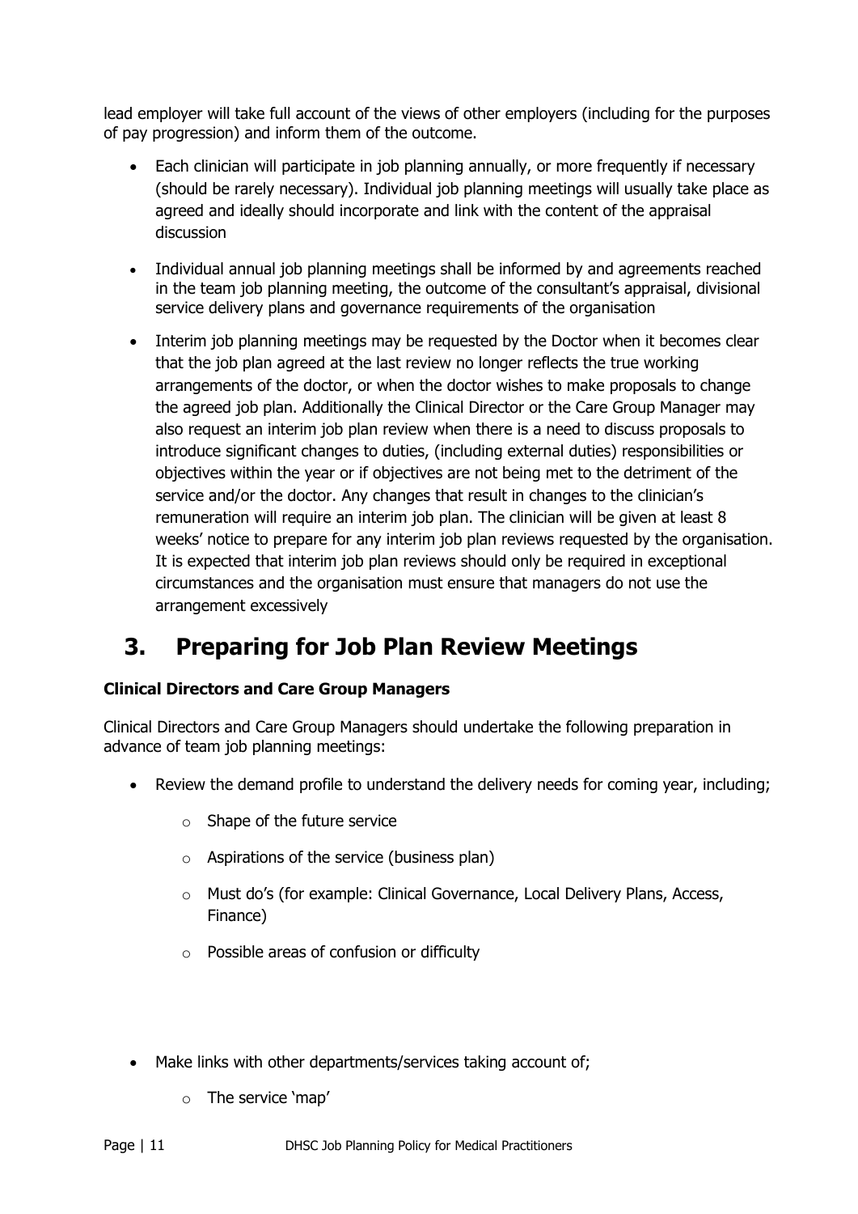lead employer will take full account of the views of other employers (including for the purposes of pay progression) and inform them of the outcome.

- Each clinician will participate in job planning annually, or more frequently if necessary (should be rarely necessary). Individual job planning meetings will usually take place as agreed and ideally should incorporate and link with the content of the appraisal discussion
- Individual annual job planning meetings shall be informed by and agreements reached in the team job planning meeting, the outcome of the consultant's appraisal, divisional service delivery plans and governance requirements of the organisation
- Interim job planning meetings may be requested by the Doctor when it becomes clear that the job plan agreed at the last review no longer reflects the true working arrangements of the doctor, or when the doctor wishes to make proposals to change the agreed job plan. Additionally the Clinical Director or the Care Group Manager may also request an interim job plan review when there is a need to discuss proposals to introduce significant changes to duties, (including external duties) responsibilities or objectives within the year or if objectives are not being met to the detriment of the service and/or the doctor. Any changes that result in changes to the clinician's remuneration will require an interim job plan. The clinician will be given at least 8 weeks' notice to prepare for any interim job plan reviews requested by the organisation. It is expected that interim job plan reviews should only be required in exceptional circumstances and the organisation must ensure that managers do not use the arrangement excessively

# 3. Preparing for Job Plan Review Meetings

**Clinical Directors and Care Group Managers**

Clinical Directors and Care Group Managers should undertake the following preparation in advance of team job planning meetings:

- Review the demand profile to understand the delivery needs for coming year, including;
  - Shape of the future service
  - Aspirations of the service (business plan)
  - Must do's (for example: Clinical Governance, Local Delivery Plans, Access, Finance)
  - Possible areas of confusion or difficulty
- Make links with other departments/services taking account of;
  - The service 'map'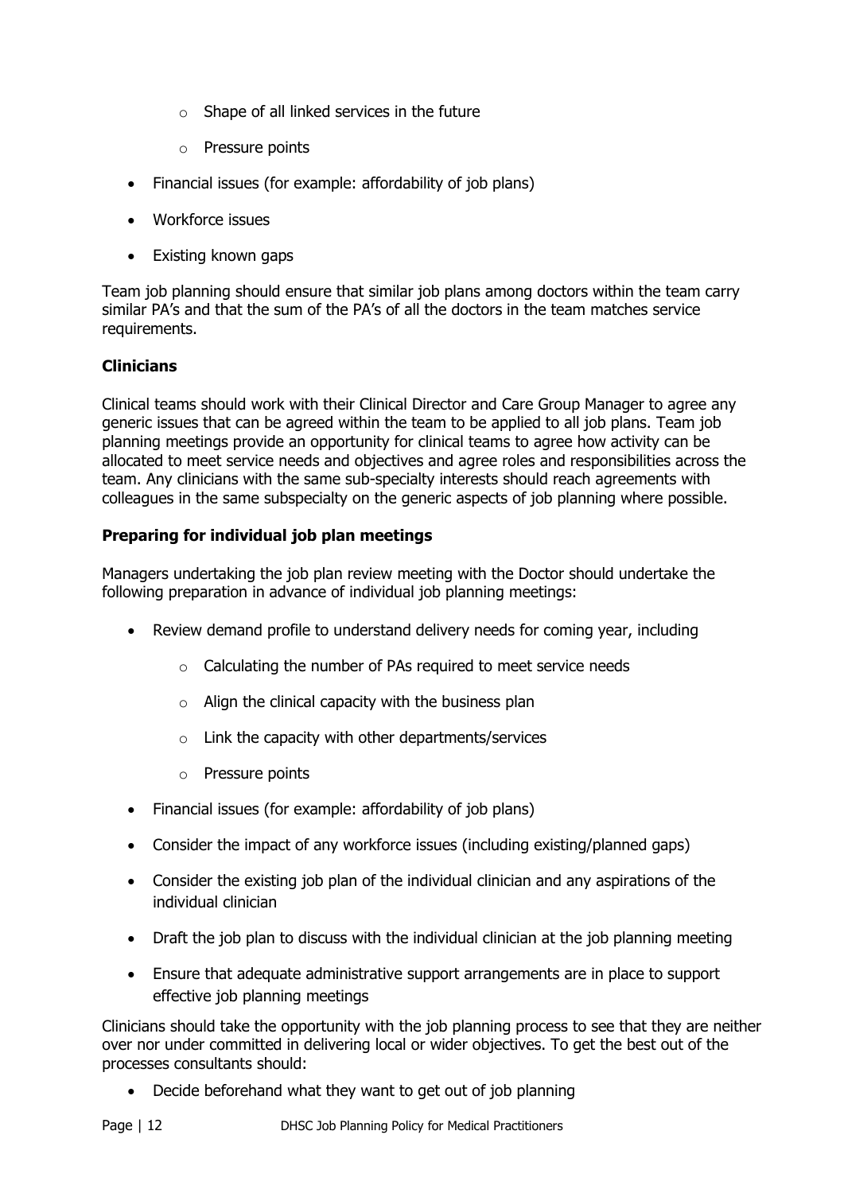- Shape of all linked services in the future
   - Pressure points
- Financial issues (for example: affordability of job plans)
- Workforce issues
- Existing known gaps

Team job planning should ensure that similar job plans among doctors within the team carry similar PA's and that the sum of the PA's of all the doctors in the team matches service requirements.

**Clinicians**

Clinical teams should work with their Clinical Director and Care Group Manager to agree any generic issues that can be agreed within the team to be applied to all job plans. Team job planning meetings provide an opportunity for clinical teams to agree how activity can be allocated to meet service needs and objectives and agree roles and responsibilities across the team. Any clinicians with the same sub-specialty interests should reach agreements with colleagues in the same subspecialty on the generic aspects of job planning where possible.

**Preparing for individual job plan meetings**

Managers undertaking the job plan review meeting with the Doctor should undertake the following preparation in advance of individual job planning meetings:

- Review demand profile to understand delivery needs for coming year, including
   - Calculating the number of PAs required to meet service needs
   - Align the clinical capacity with the business plan
   - Link the capacity with other departments/services
   - Pressure points
- Financial issues (for example: affordability of job plans)
- Consider the impact of any workforce issues (including existing/planned gaps)
- Consider the existing job plan of the individual clinician and any aspirations of the individual clinician
- Draft the job plan to discuss with the individual clinician at the job planning meeting
- Ensure that adequate administrative support arrangements are in place to support effective job planning meetings

Clinicians should take the opportunity with the job planning process to see that they are neither over nor under committed in delivering local or wider objectives. To get the best out of the processes consultants should:

- Decide beforehand what they want to get out of job planning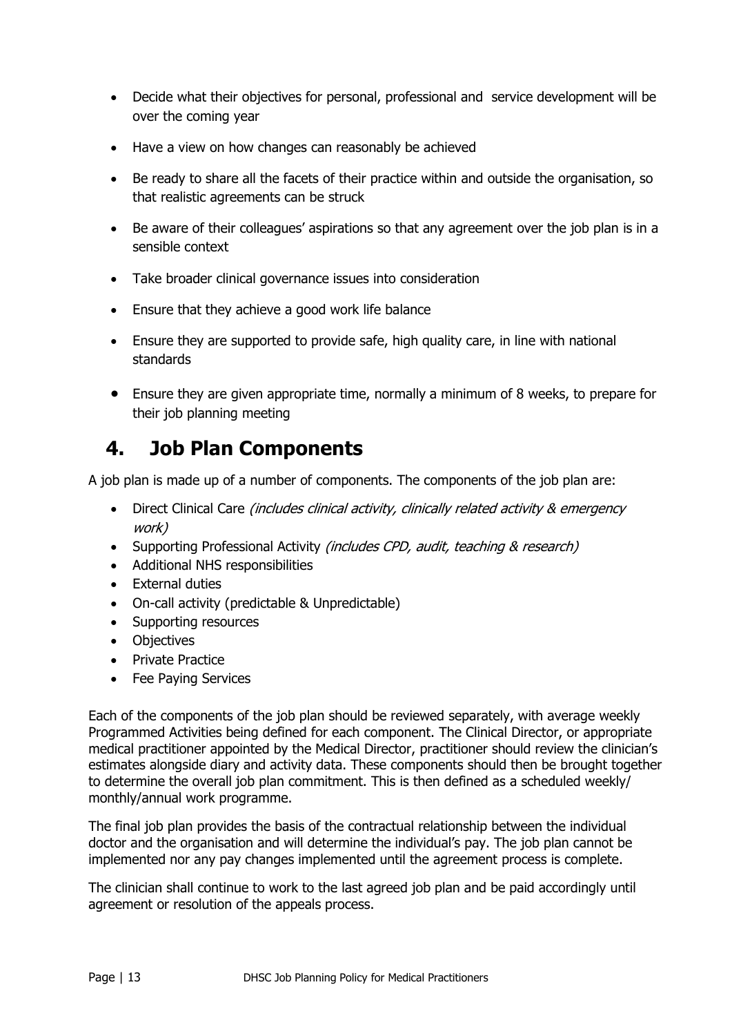- Decide what their objectives for personal, professional and  service development will be over the coming year
- Have a view on how changes can reasonably be achieved
- Be ready to share all the facets of their practice within and outside the organisation, so that realistic agreements can be struck
- Be aware of their colleagues' aspirations so that any agreement over the job plan is in a sensible context
- Take broader clinical governance issues into consideration
- Ensure that they achieve a good work life balance
- Ensure they are supported to provide safe, high quality care, in line with national standards
- Ensure they are given appropriate time, normally a minimum of 8 weeks, to prepare for their job planning meeting

## 4. Job Plan Components

A job plan is made up of a number of components. The components of the job plan are:

- Direct Clinical Care *(includes clinical activity, clinically related activity & emergency work)*
- Supporting Professional Activity *(includes CPD, audit, teaching & research)*
- Additional NHS responsibilities
- External duties
- On-call activity (predictable & Unpredictable)
- Supporting resources
- Objectives
- Private Practice
- Fee Paying Services

Each of the components of the job plan should be reviewed separately, with average weekly Programmed Activities being defined for each component. The Clinical Director, or appropriate medical practitioner appointed by the Medical Director, practitioner should review the clinician's estimates alongside diary and activity data. These components should then be brought together to determine the overall job plan commitment. This is then defined as a scheduled weekly/ monthly/annual work programme.

The final job plan provides the basis of the contractual relationship between the individual doctor and the organisation and will determine the individual's pay. The job plan cannot be implemented nor any pay changes implemented until the agreement process is complete.

The clinician shall continue to work to the last agreed job plan and be paid accordingly until agreement or resolution of the appeals process.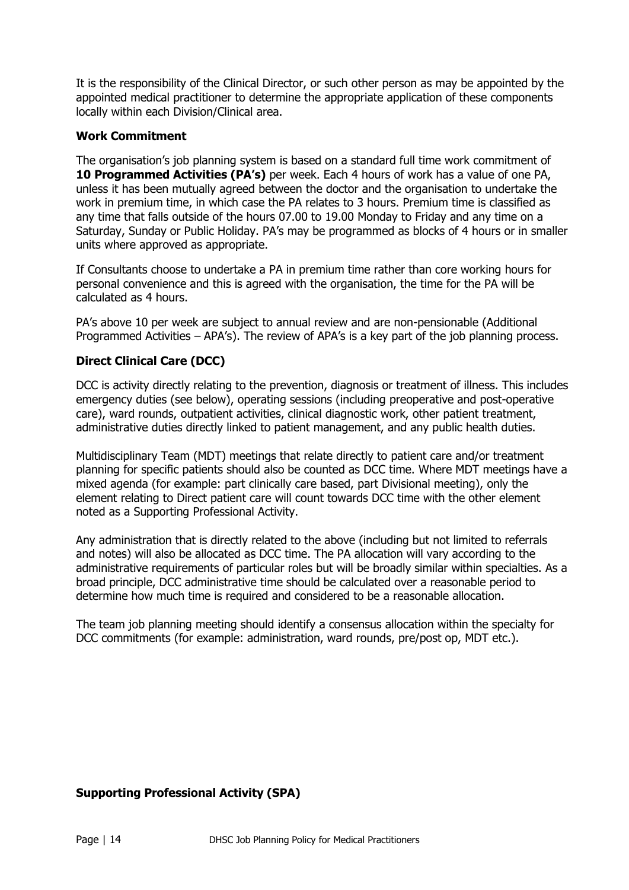It is the responsibility of the Clinical Director, or such other person as may be appointed by the appointed medical practitioner to determine the appropriate application of these components locally within each Division/Clinical area.

**Work Commitment**

The organisation's job planning system is based on a standard full time work commitment of **10 Programmed Activities (PA's)** per week. Each 4 hours of work has a value of one PA, unless it has been mutually agreed between the doctor and the organisation to undertake the work in premium time, in which case the PA relates to 3 hours. Premium time is classified as any time that falls outside of the hours 07.00 to 19.00 Monday to Friday and any time on a Saturday, Sunday or Public Holiday. PA's may be programmed as blocks of 4 hours or in smaller units where approved as appropriate.

If Consultants choose to undertake a PA in premium time rather than core working hours for personal convenience and this is agreed with the organisation, the time for the PA will be calculated as 4 hours.

PA's above 10 per week are subject to annual review and are non-pensionable (Additional Programmed Activities – APA's). The review of APA's is a key part of the job planning process.

**Direct Clinical Care (DCC)**

DCC is activity directly relating to the prevention, diagnosis or treatment of illness. This includes emergency duties (see below), operating sessions (including preoperative and post-operative care), ward rounds, outpatient activities, clinical diagnostic work, other patient treatment, administrative duties directly linked to patient management, and any public health duties.

Multidisciplinary Team (MDT) meetings that relate directly to patient care and/or treatment planning for specific patients should also be counted as DCC time. Where MDT meetings have a mixed agenda (for example: part clinically care based, part Divisional meeting), only the element relating to Direct patient care will count towards DCC time with the other element noted as a Supporting Professional Activity.

Any administration that is directly related to the above (including but not limited to referrals and notes) will also be allocated as DCC time. The PA allocation will vary according to the administrative requirements of particular roles but will be broadly similar within specialties. As a broad principle, DCC administrative time should be calculated over a reasonable period to determine how much time is required and considered to be a reasonable allocation.

The team job planning meeting should identify a consensus allocation within the specialty for DCC commitments (for example: administration, ward rounds, pre/post op, MDT etc.).

**Supporting Professional Activity (SPA)**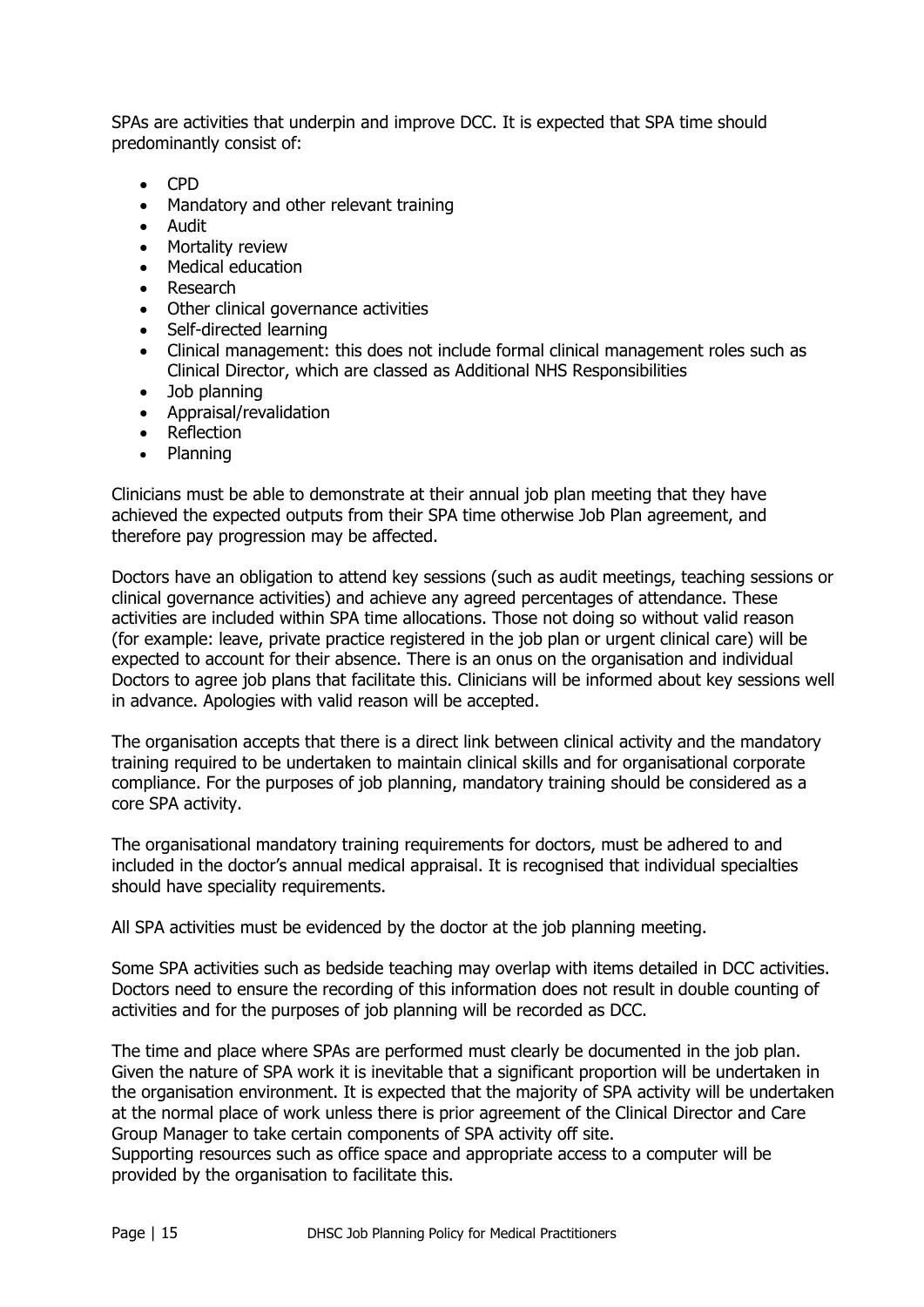SPAs are activities that underpin and improve DCC. It is expected that SPA time should predominantly consist of:

- CPD
- Mandatory and other relevant training
- Audit
- Mortality review
- Medical education
- Research
- Other clinical governance activities
- Self-directed learning
- Clinical management: this does not include formal clinical management roles such as Clinical Director, which are classed as Additional NHS Responsibilities
- Job planning
- Appraisal/revalidation
- Reflection
- Planning

Clinicians must be able to demonstrate at their annual job plan meeting that they have achieved the expected outputs from their SPA time otherwise Job Plan agreement, and therefore pay progression may be affected.

Doctors have an obligation to attend key sessions (such as audit meetings, teaching sessions or clinical governance activities) and achieve any agreed percentages of attendance. These activities are included within SPA time allocations. Those not doing so without valid reason (for example: leave, private practice registered in the job plan or urgent clinical care) will be expected to account for their absence. There is an onus on the organisation and individual Doctors to agree job plans that facilitate this. Clinicians will be informed about key sessions well in advance. Apologies with valid reason will be accepted.

The organisation accepts that there is a direct link between clinical activity and the mandatory training required to be undertaken to maintain clinical skills and for organisational corporate compliance. For the purposes of job planning, mandatory training should be considered as a core SPA activity.

The organisational mandatory training requirements for doctors, must be adhered to and included in the doctor's annual medical appraisal. It is recognised that individual specialties should have speciality requirements.

All SPA activities must be evidenced by the doctor at the job planning meeting.

Some SPA activities such as bedside teaching may overlap with items detailed in DCC activities. Doctors need to ensure the recording of this information does not result in double counting of activities and for the purposes of job planning will be recorded as DCC.

The time and place where SPAs are performed must clearly be documented in the job plan. Given the nature of SPA work it is inevitable that a significant proportion will be undertaken in the organisation environment. It is expected that the majority of SPA activity will be undertaken at the normal place of work unless there is prior agreement of the Clinical Director and Care Group Manager to take certain components of SPA activity off site.
Supporting resources such as office space and appropriate access to a computer will be provided by the organisation to facilitate this.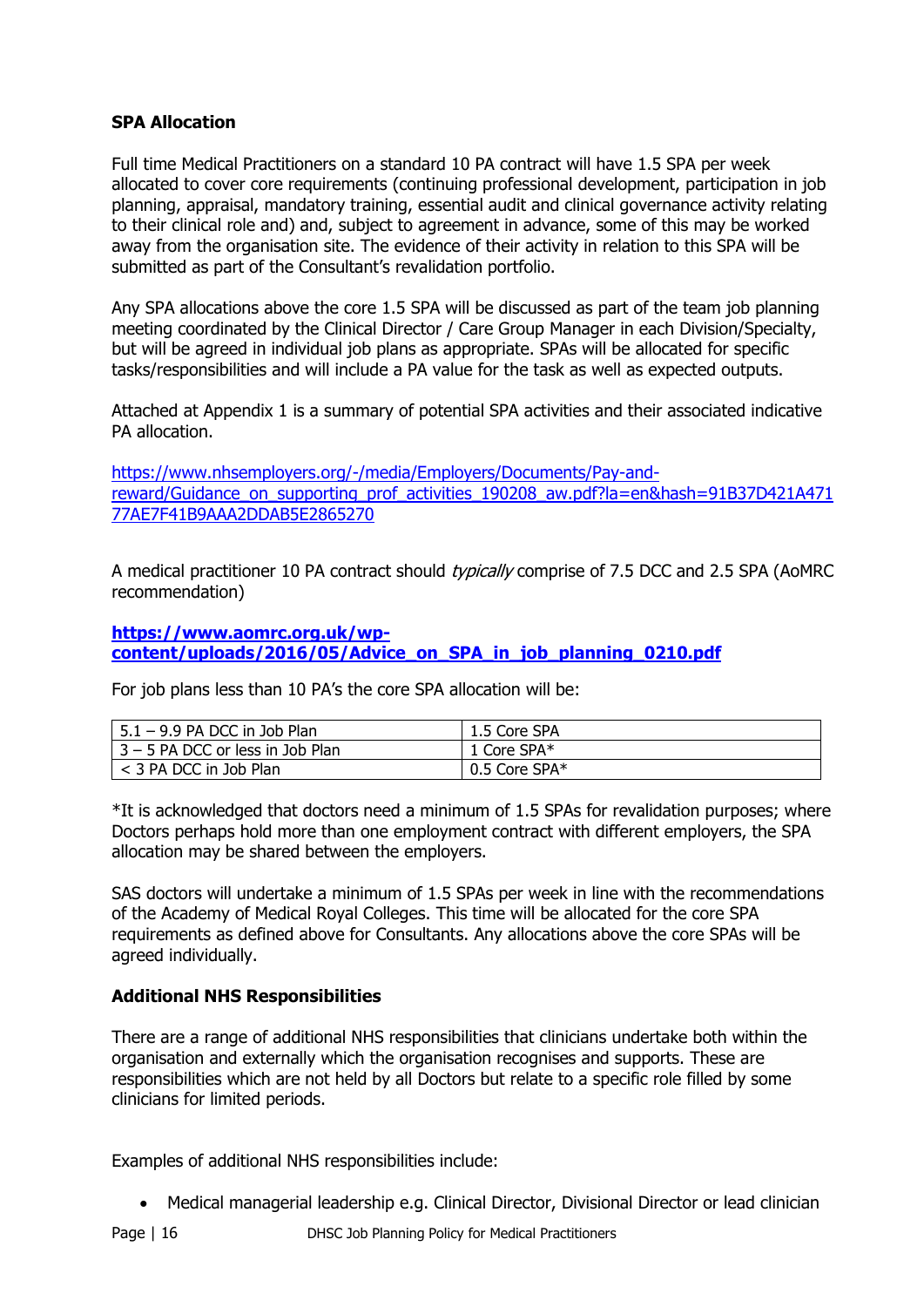**SPA Allocation**

Full time Medical Practitioners on a standard 10 PA contract will have 1.5 SPA per week allocated to cover core requirements (continuing professional development, participation in job planning, appraisal, mandatory training, essential audit and clinical governance activity relating to their clinical role and) and, subject to agreement in advance, some of this may be worked away from the organisation site. The evidence of their activity in relation to this SPA will be submitted as part of the Consultant's revalidation portfolio.

Any SPA allocations above the core 1.5 SPA will be discussed as part of the team job planning meeting coordinated by the Clinical Director / Care Group Manager in each Division/Specialty, but will be agreed in individual job plans as appropriate. SPAs will be allocated for specific tasks/responsibilities and will include a PA value for the task as well as expected outputs.

Attached at Appendix 1 is a summary of potential SPA activities and their associated indicative PA allocation.

https://www.nhsemployers.org/-/media/Employers/Documents/Pay-and-reward/Guidance_on_supporting_prof_activities_190208_aw.pdf?la=en&hash=91B37D421A47177AE7F41B9AAA2DDAB5E2865270

A medical practitioner 10 PA contract should *typically* comprise of 7.5 DCC and 2.5 SPA (AoMRC recommendation)

**https://www.aomrc.org.uk/wp-content/uploads/2016/05/Advice_on_SPA_in_job_planning_0210.pdf**

For job plans less than 10 PA's the core SPA allocation will be:

| | |
|---|---|
| 5.1 – 9.9 PA DCC in Job Plan | 1.5 Core SPA |
| 3 – 5 PA DCC or less in Job Plan | 1 Core SPA* |
| < 3 PA DCC in Job Plan | 0.5 Core SPA* |

*It is acknowledged that doctors need a minimum of 1.5 SPAs for revalidation purposes; where Doctors perhaps hold more than one employment contract with different employers, the SPA allocation may be shared between the employers.

SAS doctors will undertake a minimum of 1.5 SPAs per week in line with the recommendations of the Academy of Medical Royal Colleges. This time will be allocated for the core SPA requirements as defined above for Consultants. Any allocations above the core SPAs will be agreed individually.

**Additional NHS Responsibilities**

There are a range of additional NHS responsibilities that clinicians undertake both within the organisation and externally which the organisation recognises and supports. These are responsibilities which are not held by all Doctors but relate to a specific role filled by some clinicians for limited periods.

Examples of additional NHS responsibilities include:

- Medical managerial leadership e.g. Clinical Director, Divisional Director or lead clinician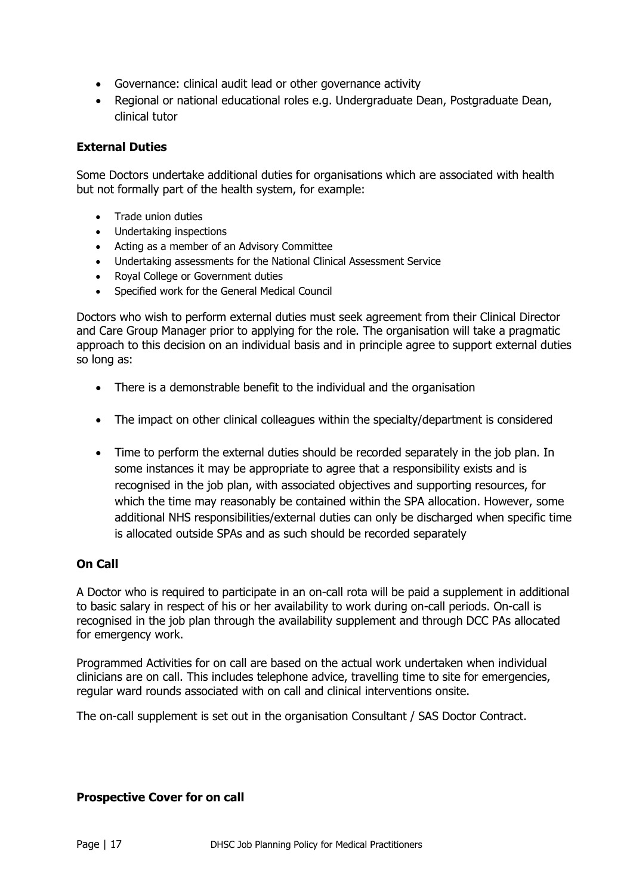- Governance: clinical audit lead or other governance activity
- Regional or national educational roles e.g. Undergraduate Dean, Postgraduate Dean, clinical tutor

**External Duties**

Some Doctors undertake additional duties for organisations which are associated with health but not formally part of the health system, for example:

- Trade union duties
- Undertaking inspections
- Acting as a member of an Advisory Committee
- Undertaking assessments for the National Clinical Assessment Service
- Royal College or Government duties
- Specified work for the General Medical Council

Doctors who wish to perform external duties must seek agreement from their Clinical Director and Care Group Manager prior to applying for the role. The organisation will take a pragmatic approach to this decision on an individual basis and in principle agree to support external duties so long as:

- There is a demonstrable benefit to the individual and the organisation
- The impact on other clinical colleagues within the specialty/department is considered
- Time to perform the external duties should be recorded separately in the job plan. In some instances it may be appropriate to agree that a responsibility exists and is recognised in the job plan, with associated objectives and supporting resources, for which the time may reasonably be contained within the SPA allocation. However, some additional NHS responsibilities/external duties can only be discharged when specific time is allocated outside SPAs and as such should be recorded separately

**On Call**

A Doctor who is required to participate in an on-call rota will be paid a supplement in additional to basic salary in respect of his or her availability to work during on-call periods. On-call is recognised in the job plan through the availability supplement and through DCC PAs allocated for emergency work.

Programmed Activities for on call are based on the actual work undertaken when individual clinicians are on call. This includes telephone advice, travelling time to site for emergencies, regular ward rounds associated with on call and clinical interventions onsite.

The on-call supplement is set out in the organisation Consultant / SAS Doctor Contract.

**Prospective Cover for on call**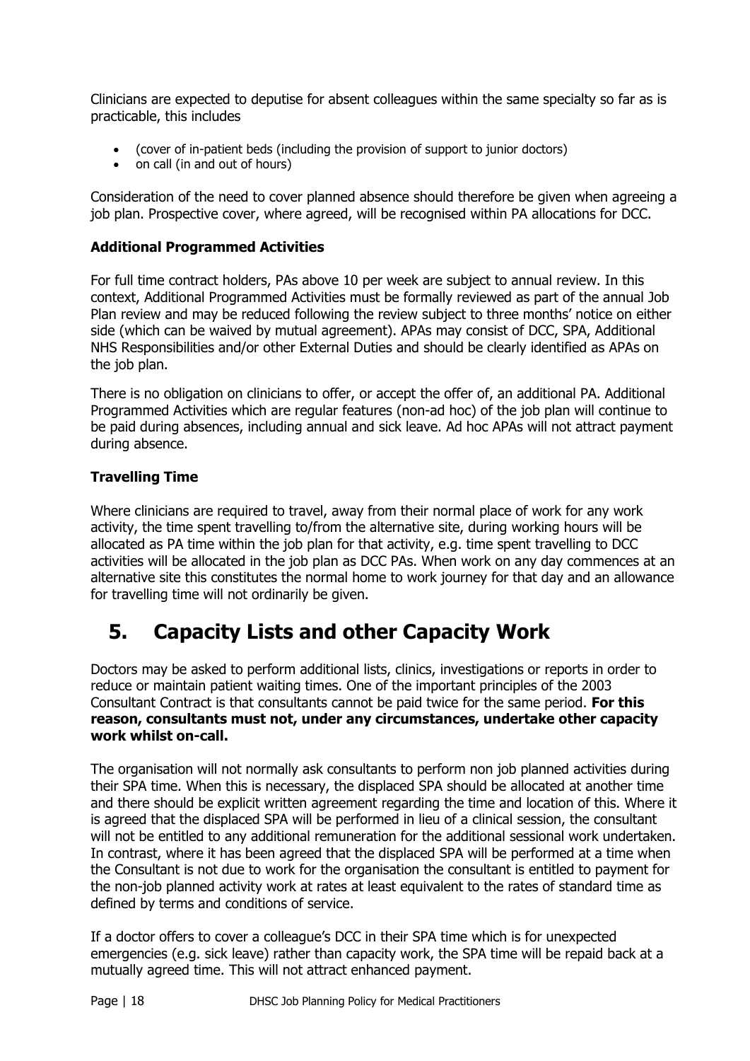Clinicians are expected to deputise for absent colleagues within the same specialty so far as is practicable, this includes

- (cover of in-patient beds (including the provision of support to junior doctors)
- on call (in and out of hours)

Consideration of the need to cover planned absence should therefore be given when agreeing a job plan. Prospective cover, where agreed, will be recognised within PA allocations for DCC.

### Additional Programmed Activities

For full time contract holders, PAs above 10 per week are subject to annual review. In this context, Additional Programmed Activities must be formally reviewed as part of the annual Job Plan review and may be reduced following the review subject to three months' notice on either side (which can be waived by mutual agreement). APAs may consist of DCC, SPA, Additional NHS Responsibilities and/or other External Duties and should be clearly identified as APAs on the job plan.

There is no obligation on clinicians to offer, or accept the offer of, an additional PA. Additional Programmed Activities which are regular features (non-ad hoc) of the job plan will continue to be paid during absences, including annual and sick leave. Ad hoc APAs will not attract payment during absence.

### Travelling Time

Where clinicians are required to travel, away from their normal place of work for any work activity, the time spent travelling to/from the alternative site, during working hours will be allocated as PA time within the job plan for that activity, e.g. time spent travelling to DCC activities will be allocated in the job plan as DCC PAs. When work on any day commences at an alternative site this constitutes the normal home to work journey for that day and an allowance for travelling time will not ordinarily be given.

## 5. Capacity Lists and other Capacity Work

Doctors may be asked to perform additional lists, clinics, investigations or reports in order to reduce or maintain patient waiting times. One of the important principles of the 2003 Consultant Contract is that consultants cannot be paid twice for the same period. **For this reason, consultants must not, under any circumstances, undertake other capacity work whilst on-call.**

The organisation will not normally ask consultants to perform non job planned activities during their SPA time. When this is necessary, the displaced SPA should be allocated at another time and there should be explicit written agreement regarding the time and location of this. Where it is agreed that the displaced SPA will be performed in lieu of a clinical session, the consultant will not be entitled to any additional remuneration for the additional sessional work undertaken. In contrast, where it has been agreed that the displaced SPA will be performed at a time when the Consultant is not due to work for the organisation the consultant is entitled to payment for the non-job planned activity work at rates at least equivalent to the rates of standard time as defined by terms and conditions of service.

If a doctor offers to cover a colleague's DCC in their SPA time which is for unexpected emergencies (e.g. sick leave) rather than capacity work, the SPA time will be repaid back at a mutually agreed time. This will not attract enhanced payment.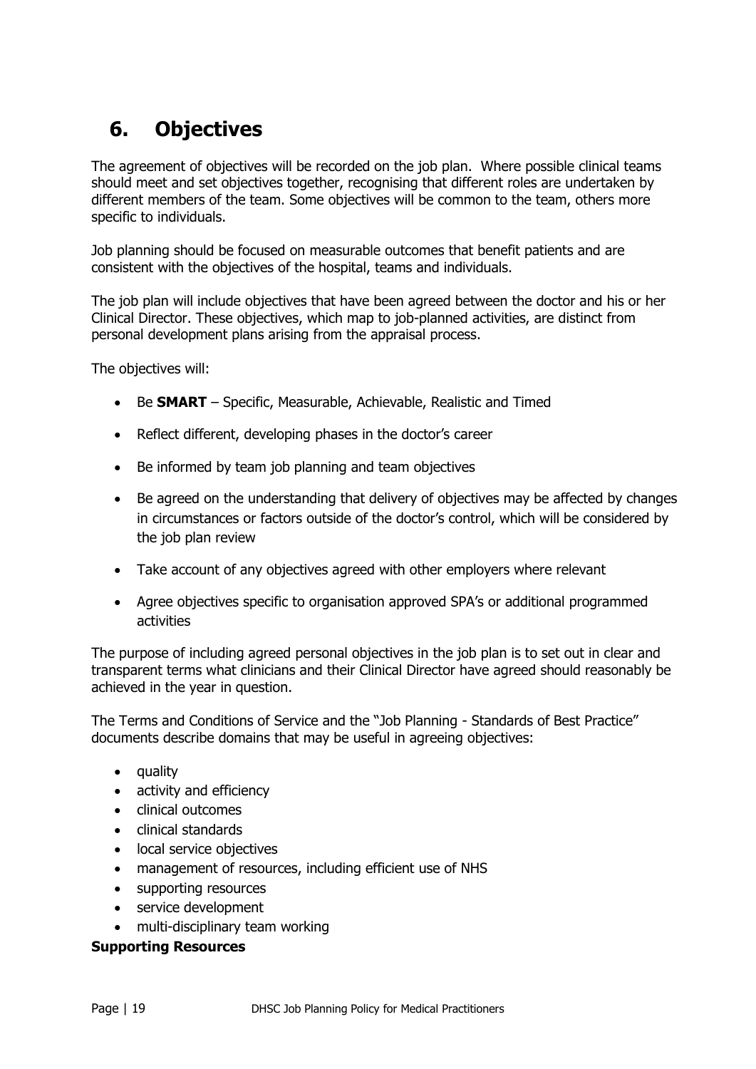## 6. Objectives

The agreement of objectives will be recorded on the job plan. Where possible clinical teams should meet and set objectives together, recognising that different roles are undertaken by different members of the team. Some objectives will be common to the team, others more specific to individuals.

Job planning should be focused on measurable outcomes that benefit patients and are consistent with the objectives of the hospital, teams and individuals.

The job plan will include objectives that have been agreed between the doctor and his or her Clinical Director. These objectives, which map to job-planned activities, are distinct from personal development plans arising from the appraisal process.

The objectives will:

- Be **SMART** – Specific, Measurable, Achievable, Realistic and Timed
- Reflect different, developing phases in the doctor's career
- Be informed by team job planning and team objectives
- Be agreed on the understanding that delivery of objectives may be affected by changes in circumstances or factors outside of the doctor's control, which will be considered by the job plan review
- Take account of any objectives agreed with other employers where relevant
- Agree objectives specific to organisation approved SPA's or additional programmed activities

The purpose of including agreed personal objectives in the job plan is to set out in clear and transparent terms what clinicians and their Clinical Director have agreed should reasonably be achieved in the year in question.

The Terms and Conditions of Service and the "Job Planning - Standards of Best Practice" documents describe domains that may be useful in agreeing objectives:

- quality
- activity and efficiency
- clinical outcomes
- clinical standards
- local service objectives
- management of resources, including efficient use of NHS
- supporting resources
- service development
- multi-disciplinary team working

**Supporting Resources**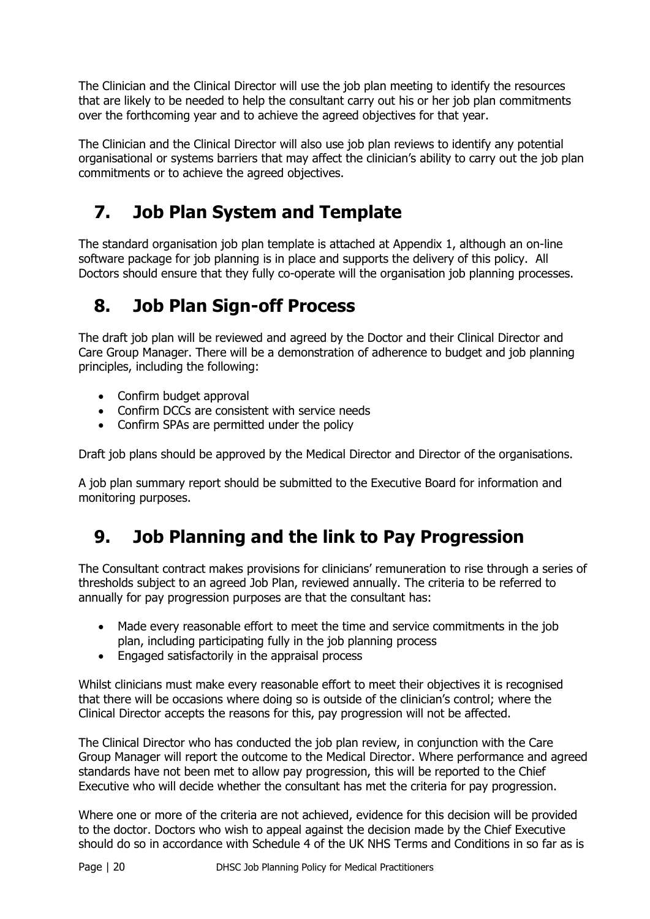The Clinician and the Clinical Director will use the job plan meeting to identify the resources that are likely to be needed to help the consultant carry out his or her job plan commitments over the forthcoming year and to achieve the agreed objectives for that year.

The Clinician and the Clinical Director will also use job plan reviews to identify any potential organisational or systems barriers that may affect the clinician's ability to carry out the job plan commitments or to achieve the agreed objectives.

# 7. Job Plan System and Template

The standard organisation job plan template is attached at Appendix 1, although an on-line software package for job planning is in place and supports the delivery of this policy. All Doctors should ensure that they fully co-operate will the organisation job planning processes.

# 8. Job Plan Sign-off Process

The draft job plan will be reviewed and agreed by the Doctor and their Clinical Director and Care Group Manager. There will be a demonstration of adherence to budget and job planning principles, including the following:

- Confirm budget approval
- Confirm DCCs are consistent with service needs
- Confirm SPAs are permitted under the policy

Draft job plans should be approved by the Medical Director and Director of the organisations.

A job plan summary report should be submitted to the Executive Board for information and monitoring purposes.

# 9. Job Planning and the link to Pay Progression

The Consultant contract makes provisions for clinicians' remuneration to rise through a series of thresholds subject to an agreed Job Plan, reviewed annually. The criteria to be referred to annually for pay progression purposes are that the consultant has:

- Made every reasonable effort to meet the time and service commitments in the job plan, including participating fully in the job planning process
- Engaged satisfactorily in the appraisal process

Whilst clinicians must make every reasonable effort to meet their objectives it is recognised that there will be occasions where doing so is outside of the clinician's control; where the Clinical Director accepts the reasons for this, pay progression will not be affected.

The Clinical Director who has conducted the job plan review, in conjunction with the Care Group Manager will report the outcome to the Medical Director. Where performance and agreed standards have not been met to allow pay progression, this will be reported to the Chief Executive who will decide whether the consultant has met the criteria for pay progression.

Where one or more of the criteria are not achieved, evidence for this decision will be provided to the doctor. Doctors who wish to appeal against the decision made by the Chief Executive should do so in accordance with Schedule 4 of the UK NHS Terms and Conditions in so far as is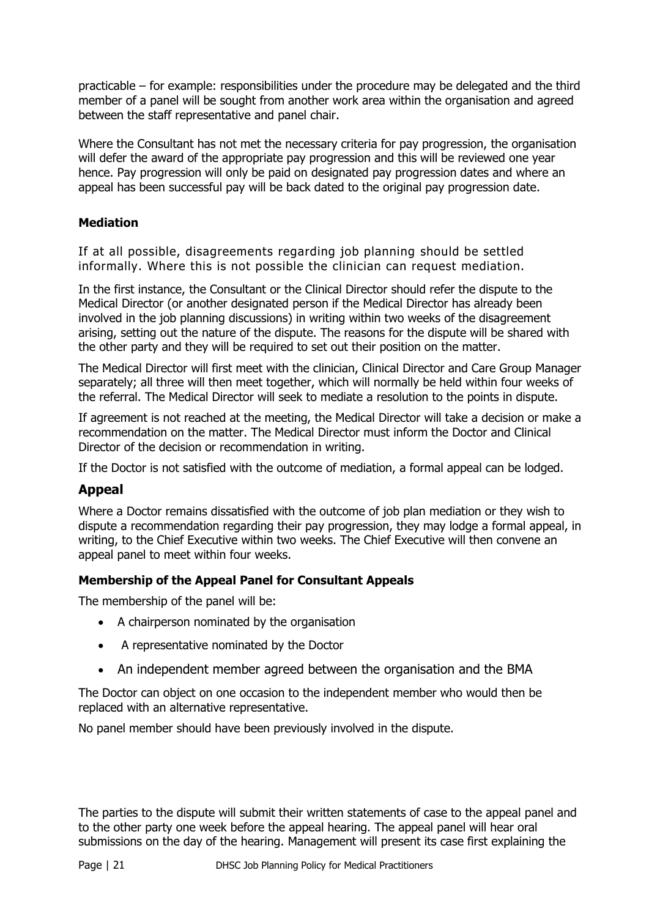practicable – for example: responsibilities under the procedure may be delegated and the third member of a panel will be sought from another work area within the organisation and agreed between the staff representative and panel chair.

Where the Consultant has not met the necessary criteria for pay progression, the organisation will defer the award of the appropriate pay progression and this will be reviewed one year hence. Pay progression will only be paid on designated pay progression dates and where an appeal has been successful pay will be back dated to the original pay progression date.

### Mediation

If at all possible, disagreements regarding job planning should be settled informally. Where this is not possible the clinician can request mediation.

In the first instance, the Consultant or the Clinical Director should refer the dispute to the Medical Director (or another designated person if the Medical Director has already been involved in the job planning discussions) in writing within two weeks of the disagreement arising, setting out the nature of the dispute. The reasons for the dispute will be shared with the other party and they will be required to set out their position on the matter.

The Medical Director will first meet with the clinician, Clinical Director and Care Group Manager separately; all three will then meet together, which will normally be held within four weeks of the referral. The Medical Director will seek to mediate a resolution to the points in dispute.

If agreement is not reached at the meeting, the Medical Director will take a decision or make a recommendation on the matter. The Medical Director must inform the Doctor and Clinical Director of the decision or recommendation in writing.

If the Doctor is not satisfied with the outcome of mediation, a formal appeal can be lodged.

## Appeal

Where a Doctor remains dissatisfied with the outcome of job plan mediation or they wish to dispute a recommendation regarding their pay progression, they may lodge a formal appeal, in writing, to the Chief Executive within two weeks. The Chief Executive will then convene an appeal panel to meet within four weeks.

### Membership of the Appeal Panel for Consultant Appeals

The membership of the panel will be:

- A chairperson nominated by the organisation
- A representative nominated by the Doctor
- An independent member agreed between the organisation and the BMA

The Doctor can object on one occasion to the independent member who would then be replaced with an alternative representative.

No panel member should have been previously involved in the dispute.

The parties to the dispute will submit their written statements of case to the appeal panel and to the other party one week before the appeal hearing. The appeal panel will hear oral submissions on the day of the hearing. Management will present its case first explaining the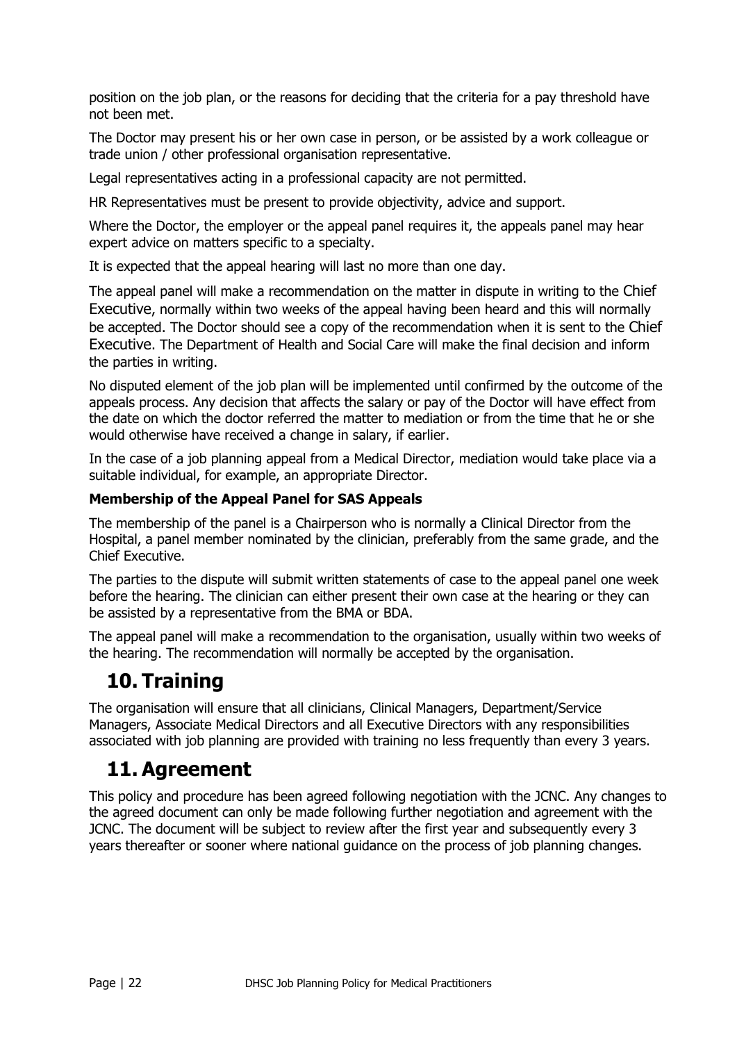position on the job plan, or the reasons for deciding that the criteria for a pay threshold have not been met.

The Doctor may present his or her own case in person, or be assisted by a work colleague or trade union / other professional organisation representative.

Legal representatives acting in a professional capacity are not permitted.

HR Representatives must be present to provide objectivity, advice and support.

Where the Doctor, the employer or the appeal panel requires it, the appeals panel may hear expert advice on matters specific to a specialty.

It is expected that the appeal hearing will last no more than one day.

The appeal panel will make a recommendation on the matter in dispute in writing to the Chief Executive, normally within two weeks of the appeal having been heard and this will normally be accepted. The Doctor should see a copy of the recommendation when it is sent to the Chief Executive. The Department of Health and Social Care will make the final decision and inform the parties in writing.

No disputed element of the job plan will be implemented until confirmed by the outcome of the appeals process. Any decision that affects the salary or pay of the Doctor will have effect from the date on which the doctor referred the matter to mediation or from the time that he or she would otherwise have received a change in salary, if earlier.

In the case of a job planning appeal from a Medical Director, mediation would take place via a suitable individual, for example, an appropriate Director.

**Membership of the Appeal Panel for SAS Appeals**

The membership of the panel is a Chairperson who is normally a Clinical Director from the Hospital, a panel member nominated by the clinician, preferably from the same grade, and the Chief Executive.

The parties to the dispute will submit written statements of case to the appeal panel one week before the hearing. The clinician can either present their own case at the hearing or they can be assisted by a representative from the BMA or BDA.

The appeal panel will make a recommendation to the organisation, usually within two weeks of the hearing. The recommendation will normally be accepted by the organisation.

# 10. Training

The organisation will ensure that all clinicians, Clinical Managers, Department/Service Managers, Associate Medical Directors and all Executive Directors with any responsibilities associated with job planning are provided with training no less frequently than every 3 years.

# 11. Agreement

This policy and procedure has been agreed following negotiation with the JCNC. Any changes to the agreed document can only be made following further negotiation and agreement with the JCNC. The document will be subject to review after the first year and subsequently every 3 years thereafter or sooner where national guidance on the process of job planning changes.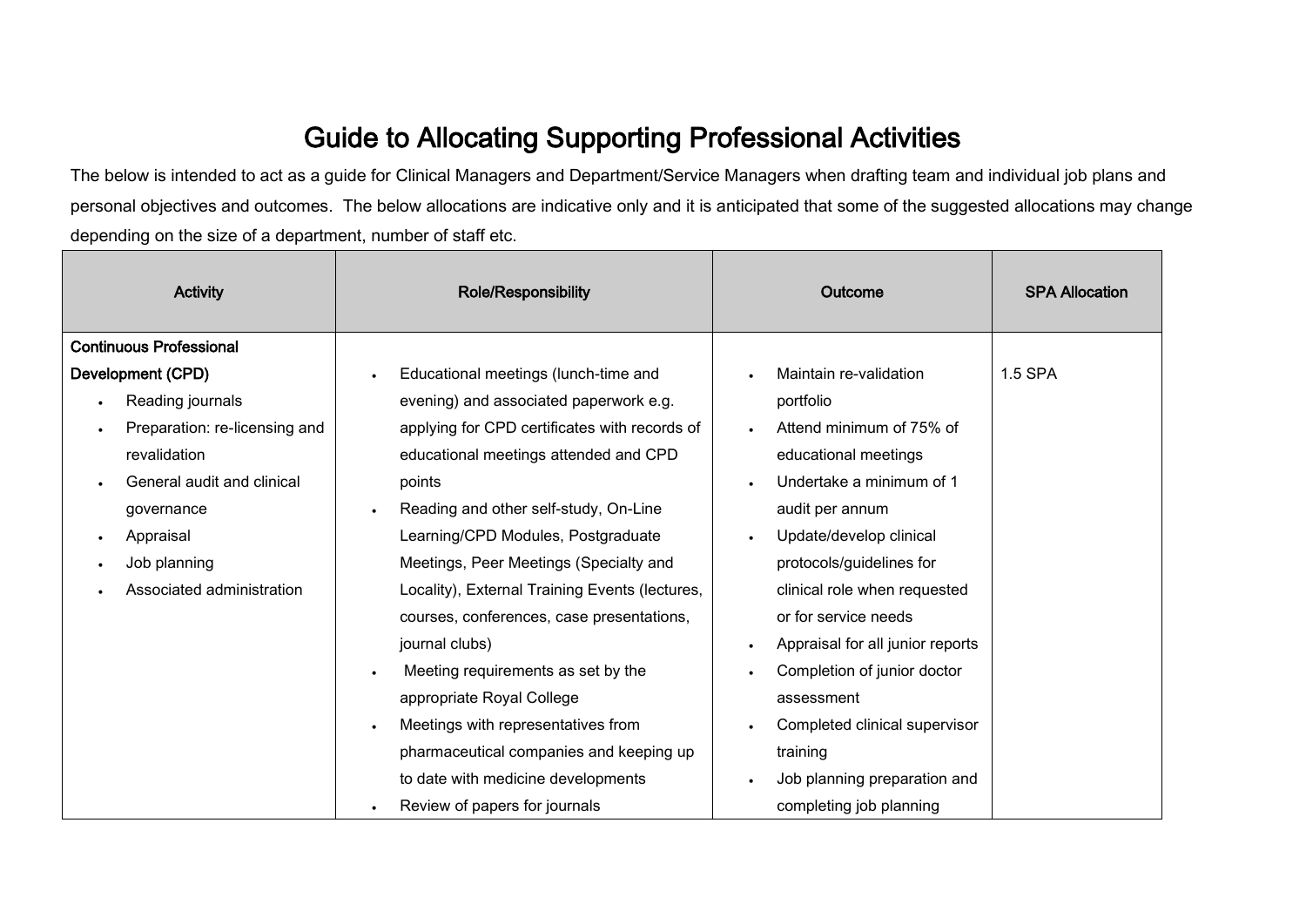# Guide to Allocating Supporting Professional Activities

The below is intended to act as a guide for Clinical Managers and Department/Service Managers when drafting team and individual job plans and personal objectives and outcomes. The below allocations are indicative only and it is anticipated that some of the suggested allocations may change depending on the size of a department, number of staff etc.

| Activity | Role/Responsibility | Outcome | SPA Allocation |
|---|---|---|---|
| **Continuous Professional Development (CPD)**<br>• Reading journals<br>• Preparation: re-licensing and revalidation<br>• General audit and clinical governance<br>• Appraisal<br>• Job planning<br>• Associated administration | • Educational meetings (lunch-time and evening) and associated paperwork e.g. applying for CPD certificates with records of educational meetings attended and CPD points<br>• Reading and other self-study, On-Line Learning/CPD Modules, Postgraduate Meetings, Peer Meetings (Specialty and Locality), External Training Events (lectures, courses, conferences, case presentations, journal clubs)<br>• Meeting requirements as set by the appropriate Royal College<br>• Meetings with representatives from pharmaceutical companies and keeping up to date with medicine developments<br>• Review of papers for journals | • Maintain re-validation portfolio<br>• Attend minimum of 75% of educational meetings<br>• Undertake a minimum of 1 audit per annum<br>• Update/develop clinical protocols/guidelines for clinical role when requested or for service needs<br>• Appraisal for all junior reports<br>• Completion of junior doctor assessment<br>• Completed clinical supervisor training<br>• Job planning preparation and completing job planning | 1.5 SPA |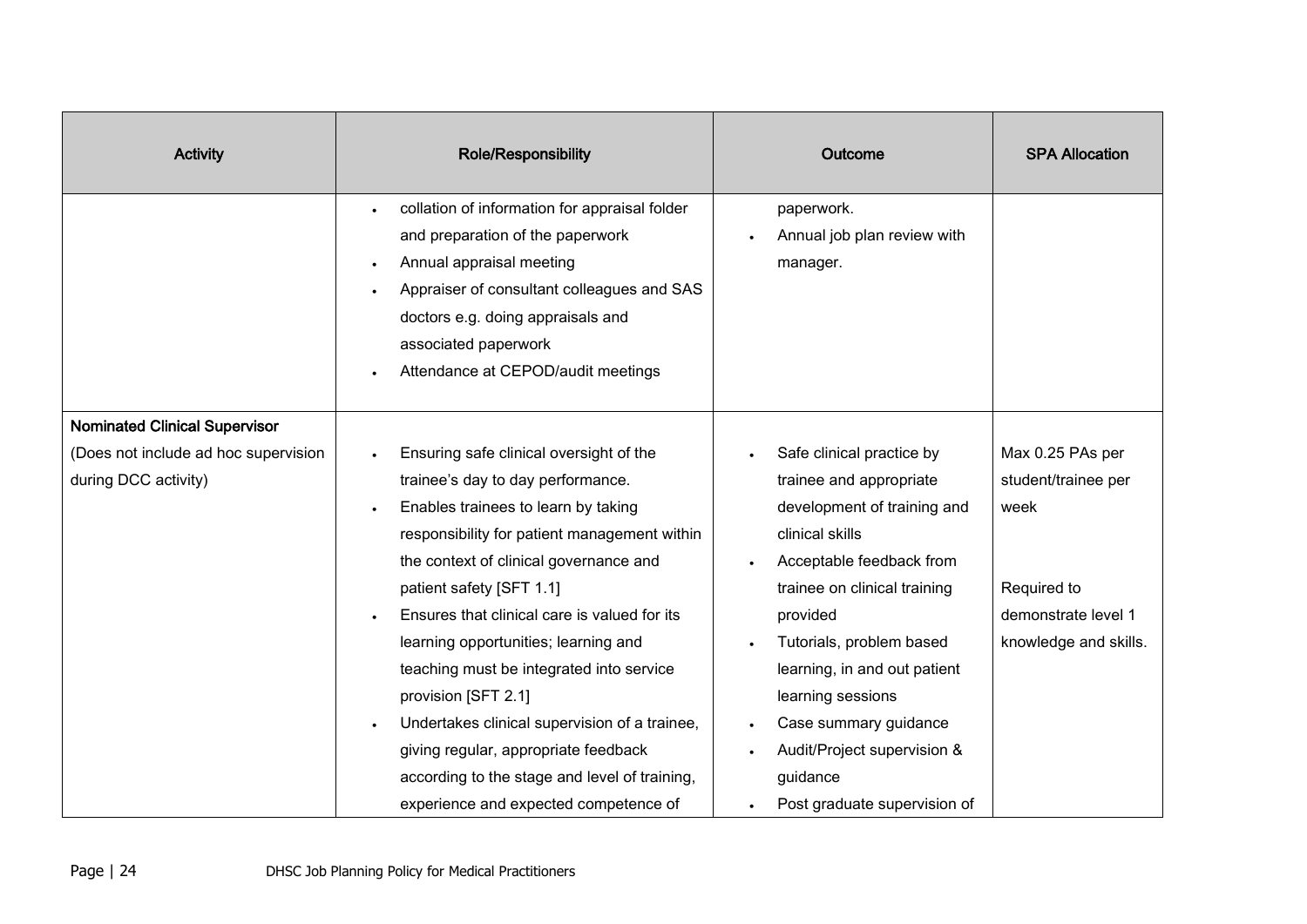| Activity | Role/Responsibility | Outcome | SPA Allocation |
|---|---|---|---|
| | • collation of information for appraisal folder and preparation of the paperwork<br>• Annual appraisal meeting<br>• Appraiser of consultant colleagues and SAS doctors e.g. doing appraisals and associated paperwork<br>• Attendance at CEPOD/audit meetings | paperwork.<br>• Annual job plan review with manager. | |
| **Nominated Clinical Supervisor**<br>(Does not include ad hoc supervision during DCC activity) | • Ensuring safe clinical oversight of the trainee's day to day performance.<br>• Enables trainees to learn by taking responsibility for patient management within the context of clinical governance and patient safety [SFT 1.1]<br>• Ensures that clinical care is valued for its learning opportunities; learning and teaching must be integrated into service provision [SFT 2.1]<br>• Undertakes clinical supervision of a trainee, giving regular, appropriate feedback according to the stage and level of training, experience and expected competence of | • Safe clinical practice by trainee and appropriate development of training and clinical skills<br>• Acceptable feedback from trainee on clinical training provided<br>• Tutorials, problem based learning, in and out patient learning sessions<br>• Case summary guidance<br>• Audit/Project supervision & guidance<br>• Post graduate supervision of | Max 0.25 PAs per student/trainee per week<br><br>Required to demonstrate level 1 knowledge and skills. |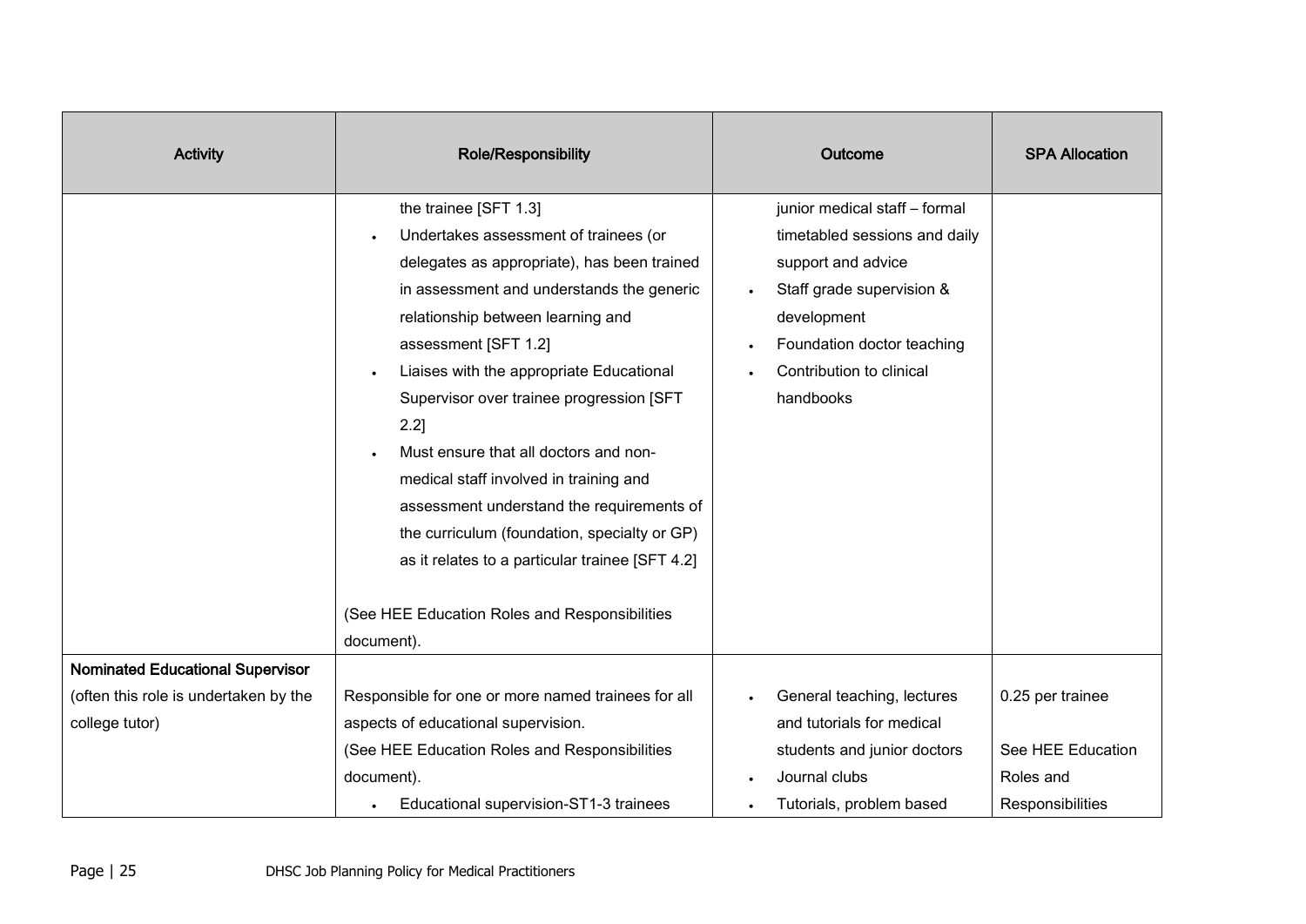| Activity | Role/Responsibility | Outcome | SPA Allocation |
|---|---|---|---|
| | the trainee [SFT 1.3]<br>• Undertakes assessment of trainees (or delegates as appropriate), has been trained in assessment and understands the generic relationship between learning and assessment [SFT 1.2]<br>• Liaises with the appropriate Educational Supervisor over trainee progression [SFT 2.2]<br>• Must ensure that all doctors and non-medical staff involved in training and assessment understand the requirements of the curriculum (foundation, specialty or GP) as it relates to a particular trainee [SFT 4.2]<br><br>(See HEE Education Roles and Responsibilities document). | junior medical staff – formal timetabled sessions and daily support and advice<br>• Staff grade supervision & development<br>• Foundation doctor teaching<br>• Contribution to clinical handbooks | |
| **Nominated Educational Supervisor**<br>(often this role is undertaken by the college tutor) | Responsible for one or more named trainees for all aspects of educational supervision.<br>(See HEE Education Roles and Responsibilities document).<br>• Educational supervision-ST1-3 trainees | • General teaching, lectures and tutorials for medical students and junior doctors<br>• Journal clubs<br>• Tutorials, problem based | 0.25 per trainee<br><br>See HEE Education Roles and Responsibilities |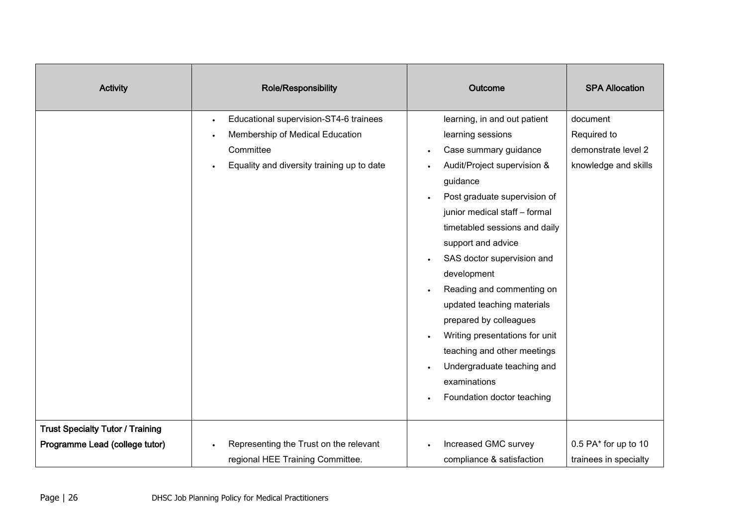| Activity | Role/Responsibility | Outcome | SPA Allocation |
|---|---|---|---|
| | • Educational supervision-ST4-6 trainees<br>• Membership of Medical Education Committee<br>• Equality and diversity training up to date | learning, in and out patient learning sessions<br>• Case summary guidance<br>• Audit/Project supervision & guidance<br>• Post graduate supervision of junior medical staff – formal timetabled sessions and daily support and advice<br>• SAS doctor supervision and development<br>• Reading and commenting on updated teaching materials prepared by colleagues<br>• Writing presentations for unit teaching and other meetings<br>• Undergraduate teaching and examinations<br>• Foundation doctor teaching | document<br>Required to demonstrate level 2 knowledge and skills |
| **Trust Specialty Tutor / Training Programme Lead (college tutor)** | • Representing the Trust on the relevant regional HEE Training Committee. | • Increased GMC survey compliance & satisfaction | 0.5 PA* for up to 10 trainees in specialty |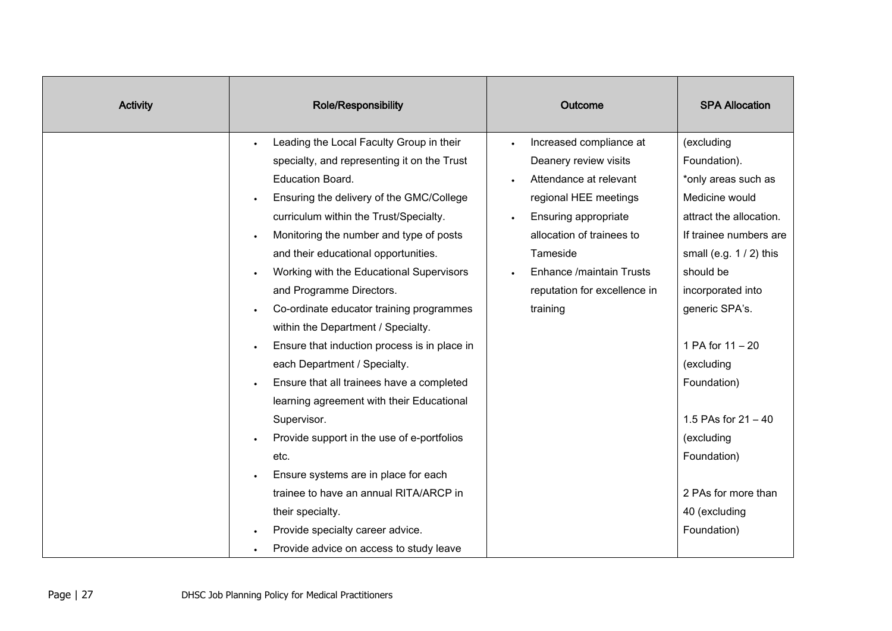| Activity | Role/Responsibility | Outcome | SPA Allocation |
|---|---|---|---|
| | • Leading the Local Faculty Group in their specialty, and representing it on the Trust Education Board.<br>• Ensuring the delivery of the GMC/College curriculum within the Trust/Specialty.<br>• Monitoring the number and type of posts and their educational opportunities.<br>• Working with the Educational Supervisors and Programme Directors.<br>• Co-ordinate educator training programmes within the Department / Specialty.<br>• Ensure that induction process is in place in each Department / Specialty.<br>• Ensure that all trainees have a completed learning agreement with their Educational Supervisor.<br>• Provide support in the use of e-portfolios etc.<br>• Ensure systems are in place for each trainee to have an annual RITA/ARCP in their specialty.<br>• Provide specialty career advice.<br>• Provide advice on access to study leave | • Increased compliance at Deanery review visits<br>• Attendance at relevant regional HEE meetings<br>• Ensuring appropriate allocation of trainees to Tameside<br>• Enhance /maintain Trusts reputation for excellence in training | (excluding Foundation).<br>*only areas such as Medicine would attract the allocation. If trainee numbers are small (e.g. 1 / 2) this should be incorporated into generic SPA's.<br><br>1 PA for 11 – 20 (excluding Foundation)<br><br>1.5 PAs for 21 – 40 (excluding Foundation)<br><br>2 PAs for more than 40 (excluding Foundation) |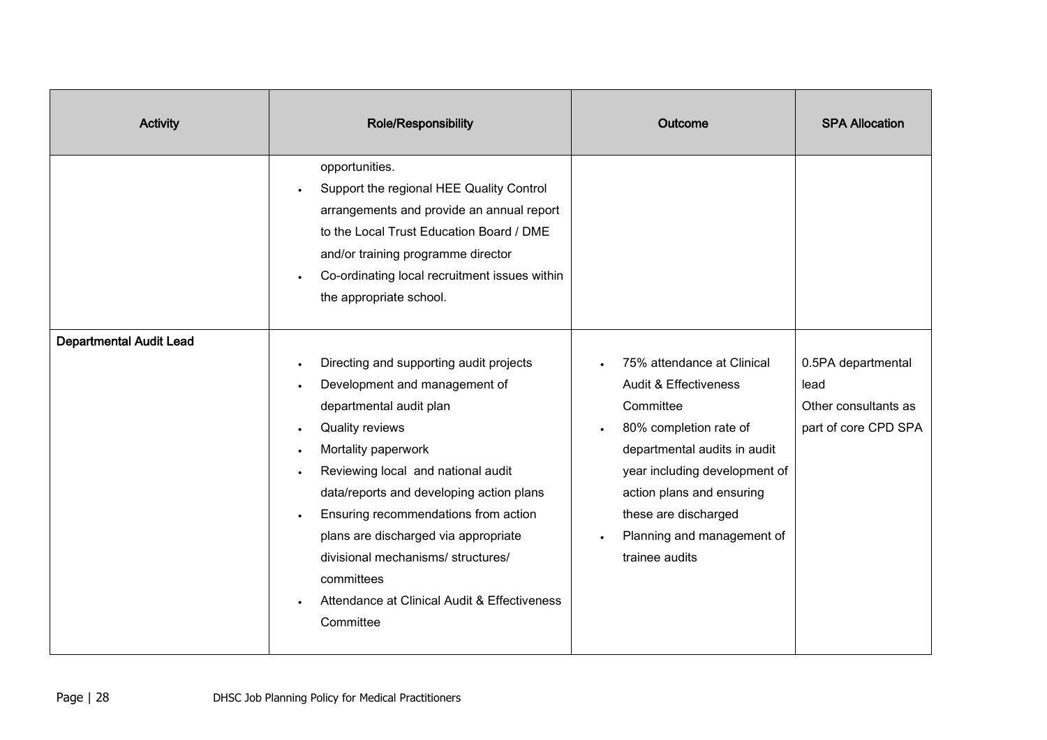| Activity | Role/Responsibility | Outcome | SPA Allocation |
|---|---|---|---|
| | opportunities.<br>• Support the regional HEE Quality Control arrangements and provide an annual report to the Local Trust Education Board / DME and/or training programme director<br>• Co-ordinating local recruitment issues within the appropriate school. | | |
| **Departmental Audit Lead** | • Directing and supporting audit projects<br>• Development and management of departmental audit plan<br>• Quality reviews<br>• Mortality paperwork<br>• Reviewing local and national audit data/reports and developing action plans<br>• Ensuring recommendations from action plans are discharged via appropriate divisional mechanisms/ structures/ committees<br>• Attendance at Clinical Audit & Effectiveness Committee | • 75% attendance at Clinical Audit & Effectiveness Committee<br>• 80% completion rate of departmental audits in audit year including development of action plans and ensuring these are discharged<br>• Planning and management of trainee audits | 0.5PA departmental lead<br>Other consultants as part of core CPD SPA |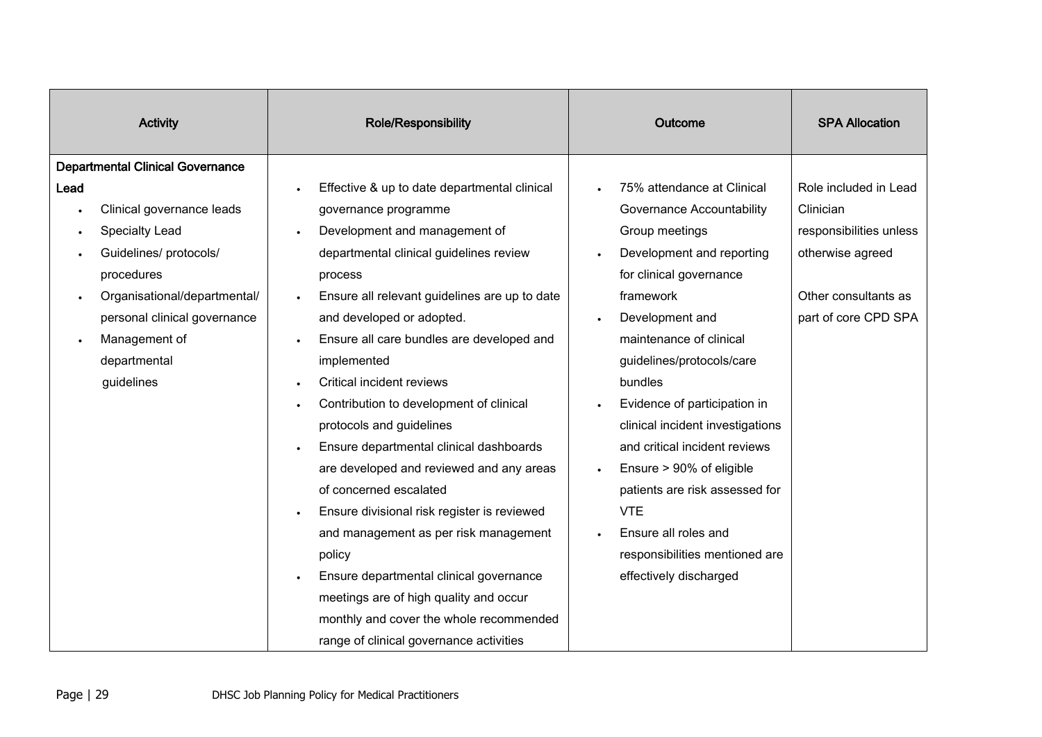| Activity | Role/Responsibility | Outcome | SPA Allocation |
|---|---|---|---|
| **Departmental Clinical Governance Lead**<br>• Clinical governance leads<br>• Specialty Lead<br>• Guidelines/ protocols/ procedures<br>• Organisational/departmental/ personal clinical governance<br>• Management of departmental guidelines | • Effective & up to date departmental clinical governance programme<br>• Development and management of departmental clinical guidelines review process<br>• Ensure all relevant guidelines are up to date and developed or adopted.<br>• Ensure all care bundles are developed and implemented<br>• Critical incident reviews<br>• Contribution to development of clinical protocols and guidelines<br>• Ensure departmental clinical dashboards are developed and reviewed and any areas of concerned escalated<br>• Ensure divisional risk register is reviewed and management as per risk management policy<br>• Ensure departmental clinical governance meetings are of high quality and occur monthly and cover the whole recommended range of clinical governance activities | • 75% attendance at Clinical Governance Accountability Group meetings<br>• Development and reporting for clinical governance framework<br>• Development and maintenance of clinical guidelines/protocols/care bundles<br>• Evidence of participation in clinical incident investigations and critical incident reviews<br>• Ensure > 90% of eligible patients are risk assessed for VTE<br>• Ensure all roles and responsibilities mentioned are effectively discharged | Role included in Lead Clinician responsibilities unless otherwise agreed<br><br>Other consultants as part of core CPD SPA |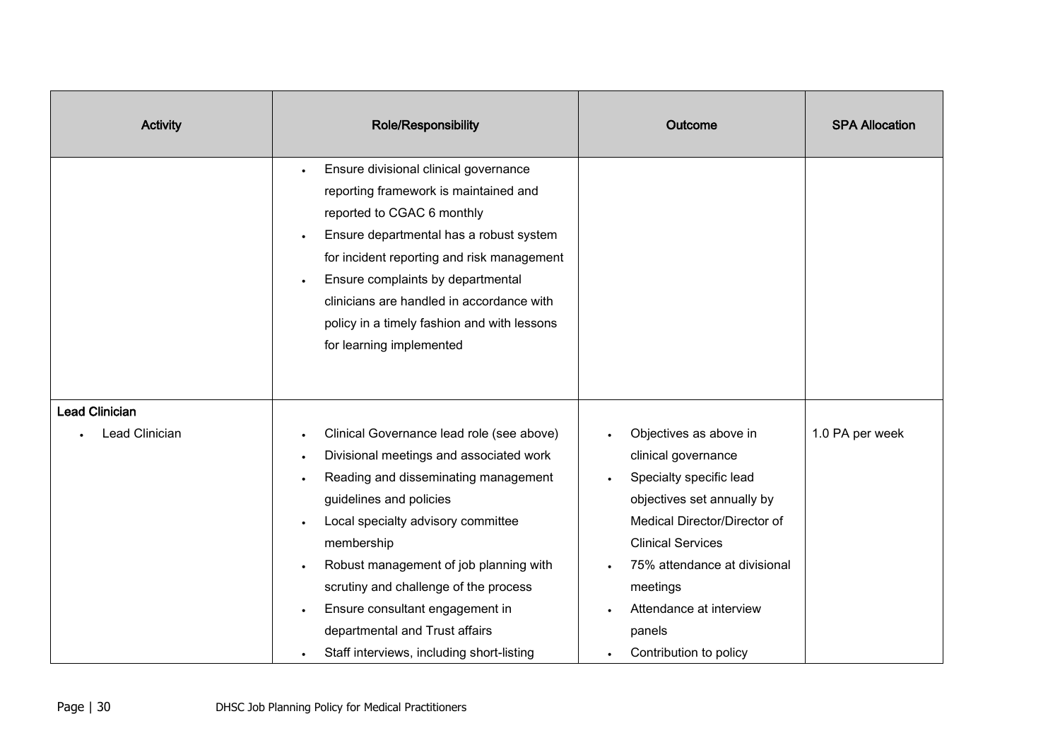| Activity | Role/Responsibility | Outcome | SPA Allocation |
|---|---|---|---|
| | • Ensure divisional clinical governance reporting framework is maintained and reported to CGAC 6 monthly<br>• Ensure departmental has a robust system for incident reporting and risk management<br>• Ensure complaints by departmental clinicians are handled in accordance with policy in a timely fashion and with lessons for learning implemented | | |
| **Lead Clinician**<br>• Lead Clinician | • Clinical Governance lead role (see above)<br>• Divisional meetings and associated work<br>• Reading and disseminating management guidelines and policies<br>• Local specialty advisory committee membership<br>• Robust management of job planning with scrutiny and challenge of the process<br>• Ensure consultant engagement in departmental and Trust affairs<br>• Staff interviews, including short-listing | • Objectives as above in clinical governance<br>• Specialty specific lead objectives set annually by Medical Director/Director of Clinical Services<br>• 75% attendance at divisional meetings<br>• Attendance at interview panels<br>• Contribution to policy | 1.0 PA per week |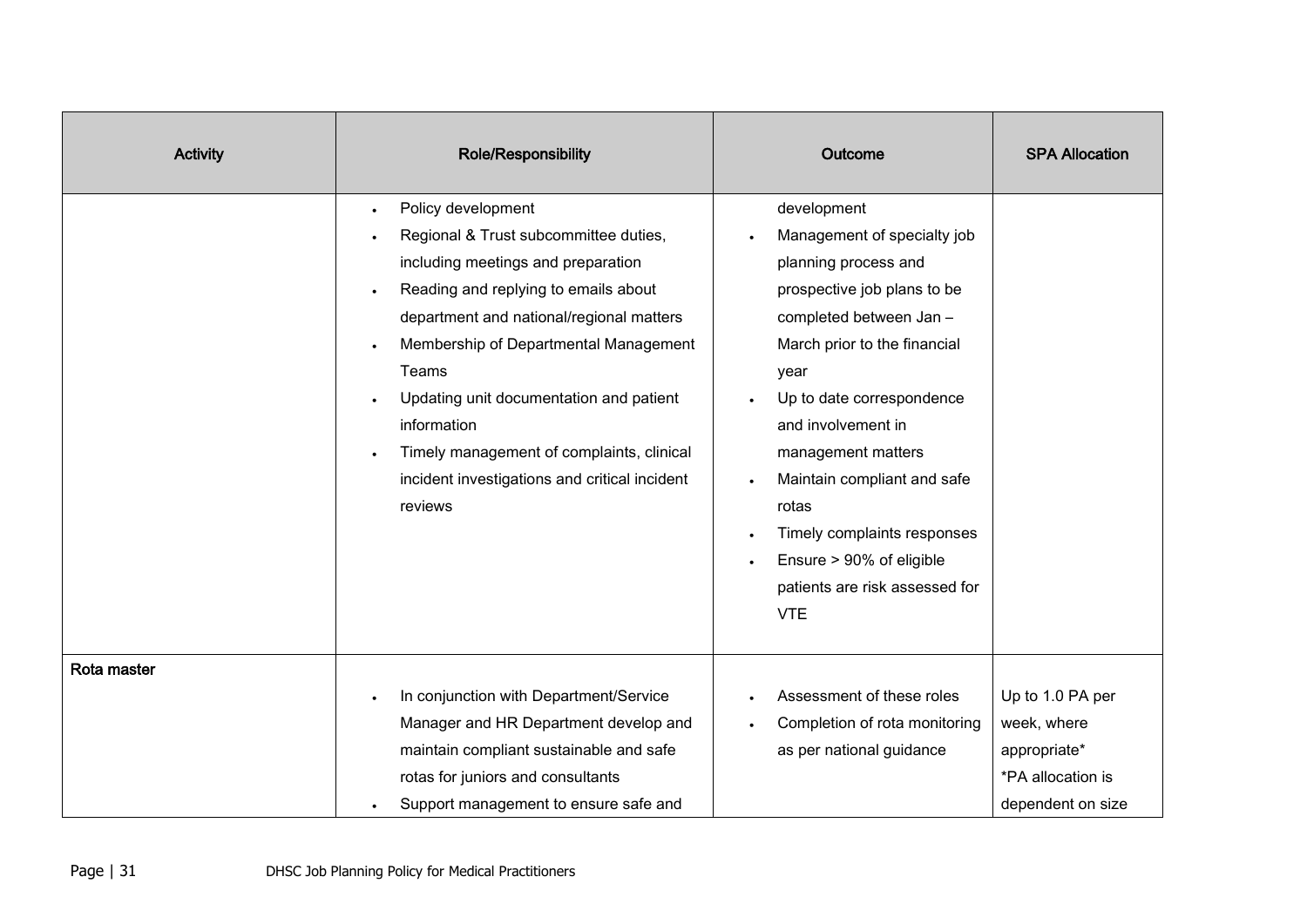| Activity | Role/Responsibility | Outcome | SPA Allocation |
|---|---|---|---|
| | • Policy development<br>• Regional & Trust subcommittee duties, including meetings and preparation<br>• Reading and replying to emails about department and national/regional matters<br>• Membership of Departmental Management Teams<br>• Updating unit documentation and patient information<br>• Timely management of complaints, clinical incident investigations and critical incident reviews | development<br>• Management of specialty job planning process and prospective job plans to be completed between Jan – March prior to the financial year<br>• Up to date correspondence and involvement in management matters<br>• Maintain compliant and safe rotas<br>• Timely complaints responses<br>• Ensure > 90% of eligible patients are risk assessed for VTE | |
| **Rota master** | • In conjunction with Department/Service Manager and HR Department develop and maintain compliant sustainable and safe rotas for juniors and consultants<br>• Support management to ensure safe and | • Assessment of these roles<br>• Completion of rota monitoring as per national guidance | Up to 1.0 PA per week, where appropriate*<br>*PA allocation is dependent on size |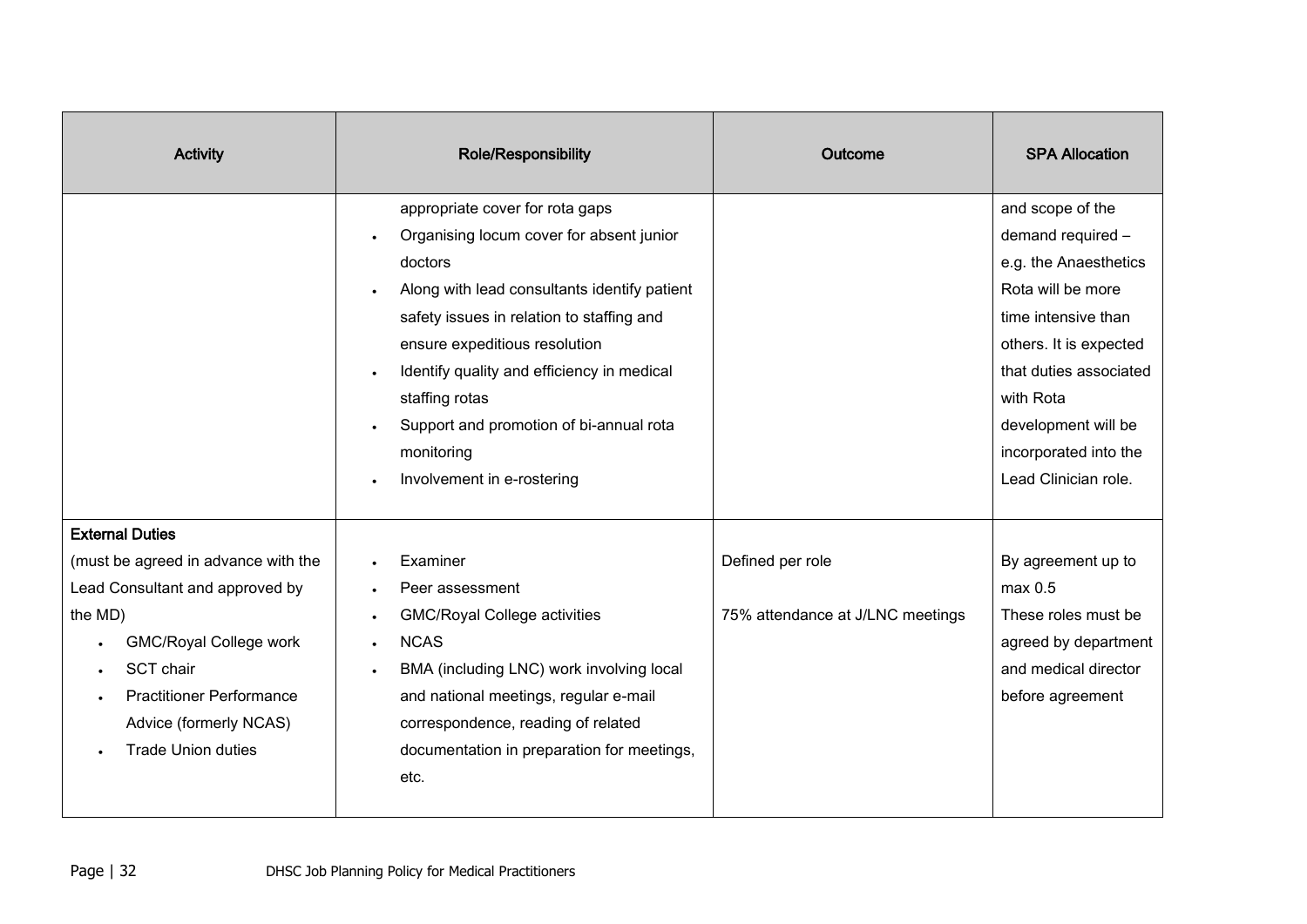| Activity | Role/Responsibility | Outcome | SPA Allocation |
|---|---|---|---|
| | appropriate cover for rota gaps<br>• Organising locum cover for absent junior doctors<br>• Along with lead consultants identify patient safety issues in relation to staffing and ensure expeditious resolution<br>• Identify quality and efficiency in medical staffing rotas<br>• Support and promotion of bi-annual rota monitoring<br>• Involvement in e-rostering | | and scope of the demand required – e.g. the Anaesthetics Rota will be more time intensive than others. It is expected that duties associated with Rota development will be incorporated into the Lead Clinician role. |
| **External Duties**<br>(must be agreed in advance with the Lead Consultant and approved by the MD)<br>• GMC/Royal College work<br>• SCT chair<br>• Practitioner Performance Advice (formerly NCAS)<br>• Trade Union duties | • Examiner<br>• Peer assessment<br>• GMC/Royal College activities<br>• NCAS<br>• BMA (including LNC) work involving local and national meetings, regular e-mail correspondence, reading of related documentation in preparation for meetings, etc. | Defined per role<br><br>75% attendance at J/LNC meetings | By agreement up to max 0.5<br>These roles must be agreed by department and medical director before agreement |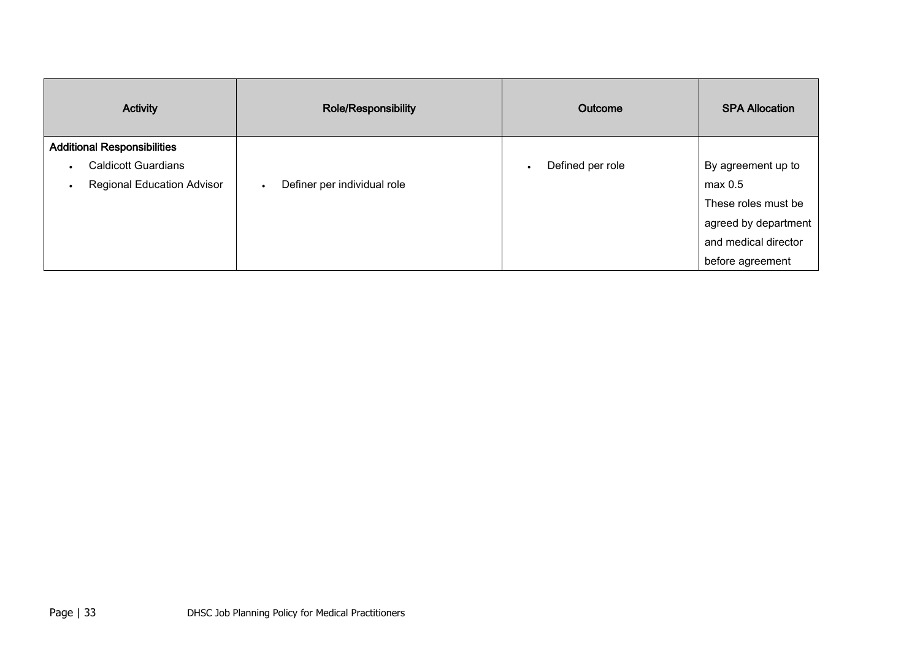| Activity | Role/Responsibility | Outcome | SPA Allocation |
| --- | --- | --- | --- |
| **Additional Responsibilities**<br>• Caldicott Guardians<br>• Regional Education Advisor | • Definer per individual role | • Defined per role | By agreement up to max 0.5<br>These roles must be agreed by department and medical director before agreement |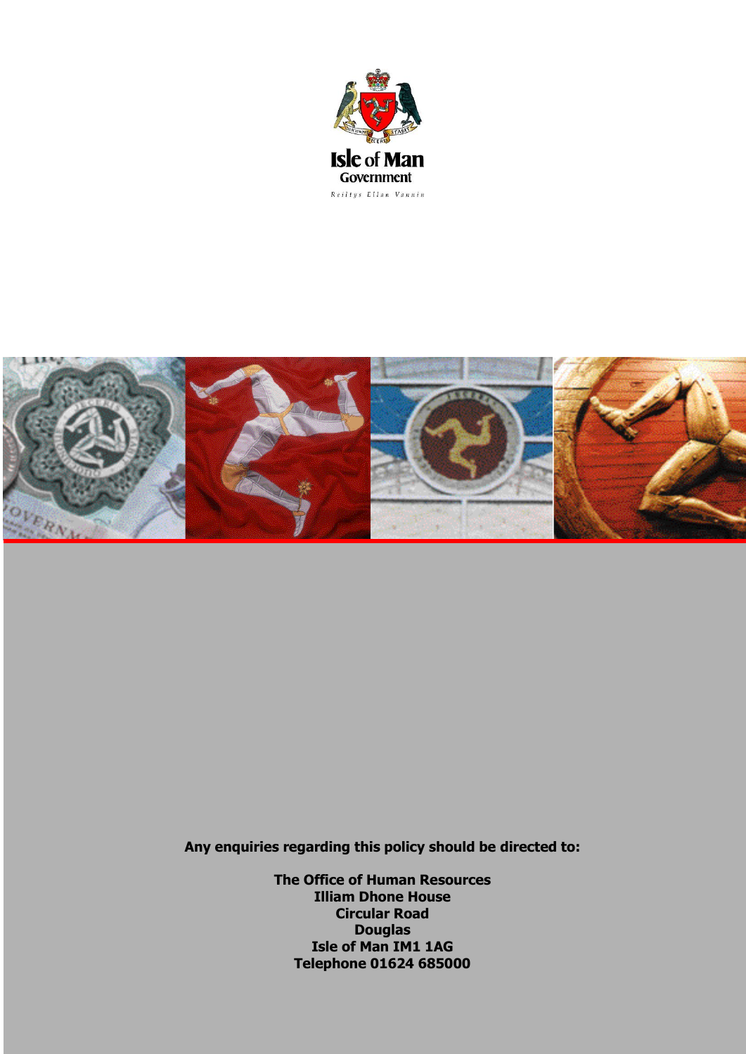Isle of Man Government

Reiltys Ellan Vannin

**Any enquiries regarding this policy should be directed to:**

**The Office of Human Resources**
**Illiam Dhone House**
**Circular Road**
**Douglas**
**Isle of Man IM1 1AG**
**Telephone 01624 685000**